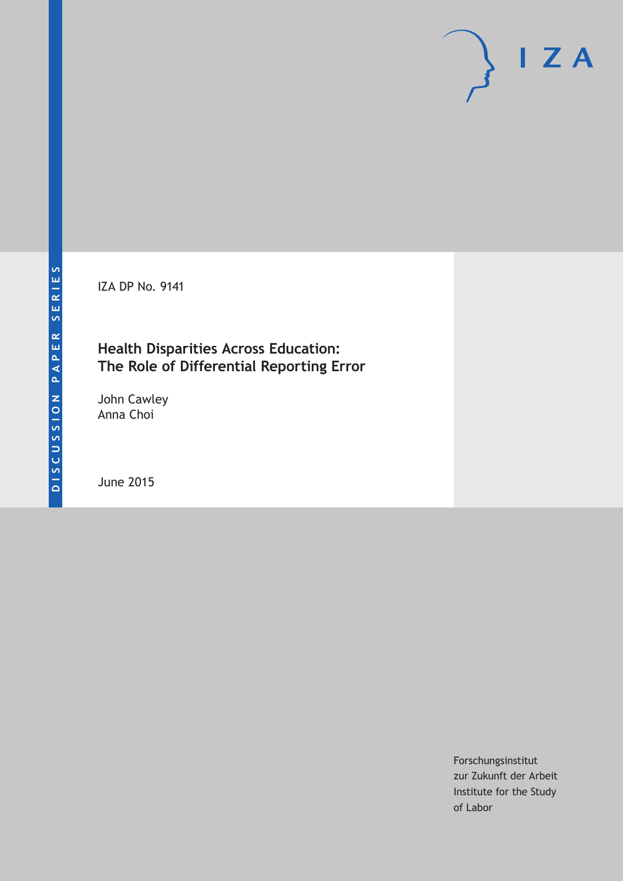DISCUSSION PAPER SERIES

IZA DP No. 9141

# Health Disparities Across Education: The Role of Differential Reporting Error

John Cawley
Anna Choi

June 2015

Forschungsinstitut
zur Zukunft der Arbeit
Institute for the Study
of Labor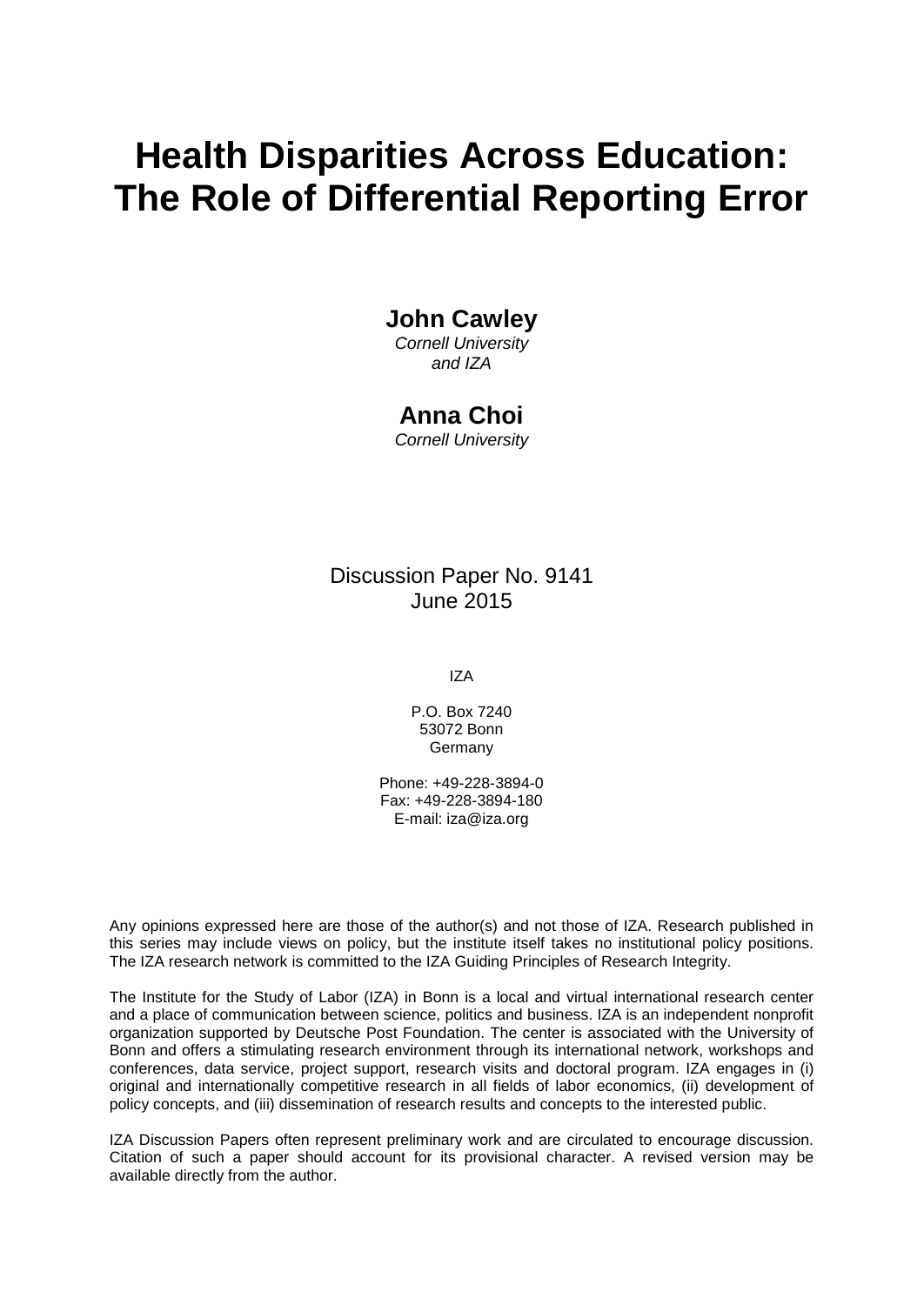# Health Disparities Across Education: The Role of Differential Reporting Error

**John Cawley**

*Cornell University and IZA*

**Anna Choi**

*Cornell University*

Discussion Paper No. 9141
June 2015

IZA

P.O. Box 7240
53072 Bonn
Germany

Phone: +49-228-3894-0
Fax: +49-228-3894-180
E-mail: iza@iza.org

Any opinions expressed here are those of the author(s) and not those of IZA. Research published in this series may include views on policy, but the institute itself takes no institutional policy positions. The IZA research network is committed to the IZA Guiding Principles of Research Integrity.

The Institute for the Study of Labor (IZA) in Bonn is a local and virtual international research center and a place of communication between science, politics and business. IZA is an independent nonprofit organization supported by Deutsche Post Foundation. The center is associated with the University of Bonn and offers a stimulating research environment through its international network, workshops and conferences, data service, project support, research visits and doctoral program. IZA engages in (i) original and internationally competitive research in all fields of labor economics, (ii) development of policy concepts, and (iii) dissemination of research results and concepts to the interested public.

IZA Discussion Papers often represent preliminary work and are circulated to encourage discussion. Citation of such a paper should account for its provisional character. A revised version may be available directly from the author.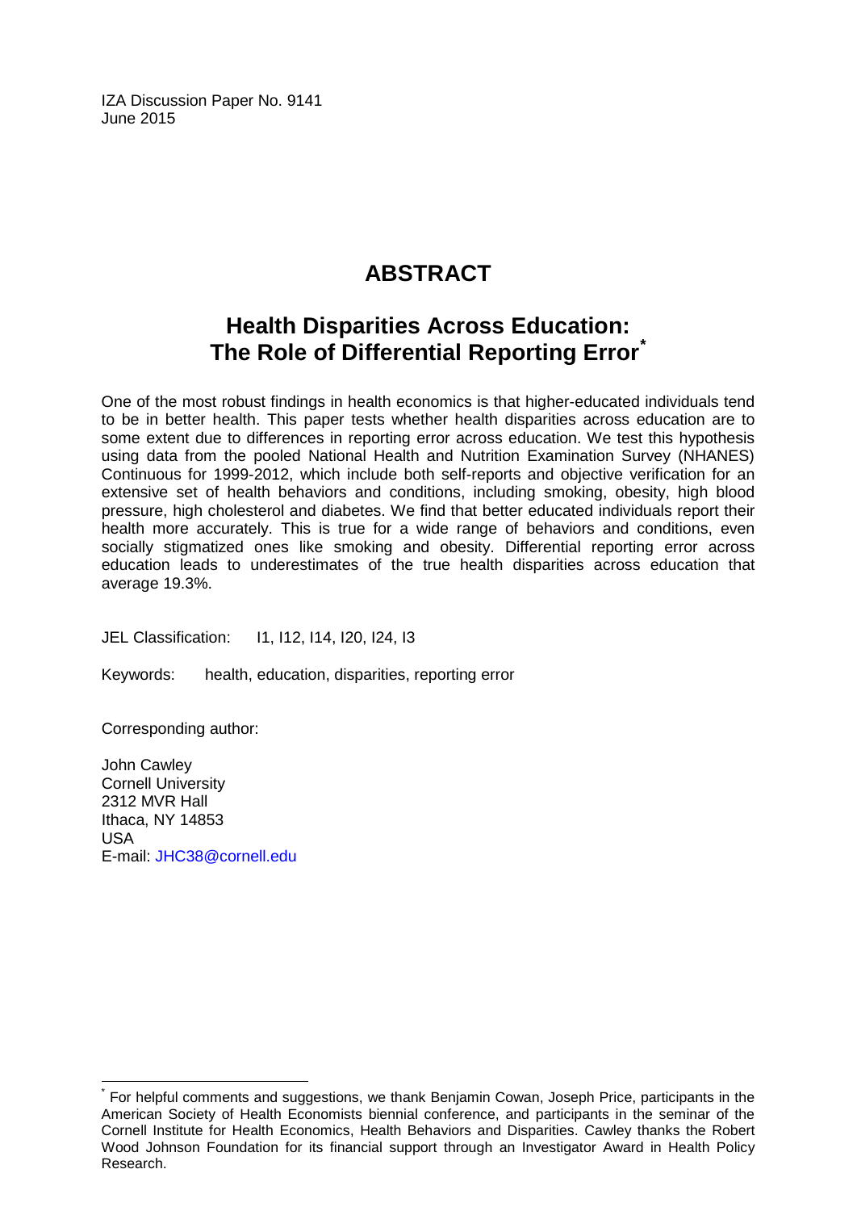IZA Discussion Paper No. 9141
June 2015

# ABSTRACT

## Health Disparities Across Education: The Role of Differential Reporting Error[*]

One of the most robust findings in health economics is that higher-educated individuals tend to be in better health. This paper tests whether health disparities across education are to some extent due to differences in reporting error across education. We test this hypothesis using data from the pooled National Health and Nutrition Examination Survey (NHANES) Continuous for 1999-2012, which include both self-reports and objective verification for an extensive set of health behaviors and conditions, including smoking, obesity, high blood pressure, high cholesterol and diabetes. We find that better educated individuals report their health more accurately. This is true for a wide range of behaviors and conditions, even socially stigmatized ones like smoking and obesity. Differential reporting error across education leads to underestimates of the true health disparities across education that average 19.3%.

JEL Classification: I1, I12, I14, I20, I24, I3

Keywords: health, education, disparities, reporting error

Corresponding author:

John Cawley
Cornell University
2312 MVR Hall
Ithaca, NY 14853
USA
E-mail: JHC38@cornell.edu

[*] For helpful comments and suggestions, we thank Benjamin Cowan, Joseph Price, participants in the American Society of Health Economists biennial conference, and participants in the seminar of the Cornell Institute for Health Economics, Health Behaviors and Disparities. Cawley thanks the Robert Wood Johnson Foundation for its financial support through an Investigator Award in Health Policy Research.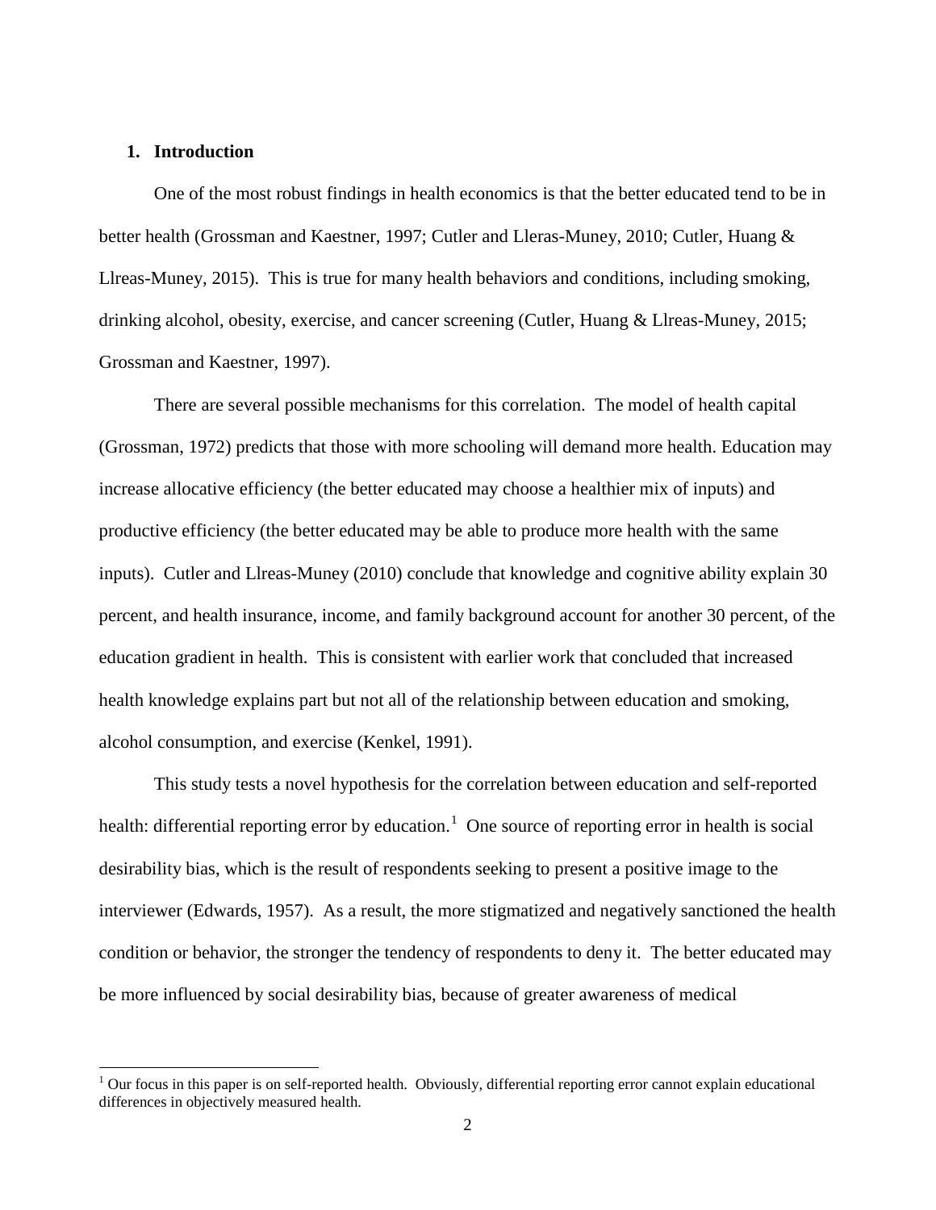## 1. Introduction

One of the most robust findings in health economics is that the better educated tend to be in better health (Grossman and Kaestner, 1997; Cutler and Lleras-Muney, 2010; Cutler, Huang & Llreas-Muney, 2015). This is true for many health behaviors and conditions, including smoking, drinking alcohol, obesity, exercise, and cancer screening (Cutler, Huang & Llreas-Muney, 2015; Grossman and Kaestner, 1997).

There are several possible mechanisms for this correlation. The model of health capital (Grossman, 1972) predicts that those with more schooling will demand more health. Education may increase allocative efficiency (the better educated may choose a healthier mix of inputs) and productive efficiency (the better educated may be able to produce more health with the same inputs). Cutler and Llreas-Muney (2010) conclude that knowledge and cognitive ability explain 30 percent, and health insurance, income, and family background account for another 30 percent, of the education gradient in health. This is consistent with earlier work that concluded that increased health knowledge explains part but not all of the relationship between education and smoking, alcohol consumption, and exercise (Kenkel, 1991).

This study tests a novel hypothesis for the correlation between education and self-reported health: differential reporting error by education.[1] One source of reporting error in health is social desirability bias, which is the result of respondents seeking to present a positive image to the interviewer (Edwards, 1957). As a result, the more stigmatized and negatively sanctioned the health condition or behavior, the stronger the tendency of respondents to deny it. The better educated may be more influenced by social desirability bias, because of greater awareness of medical

[1] Our focus in this paper is on self-reported health. Obviously, differential reporting error cannot explain educational differences in objectively measured health.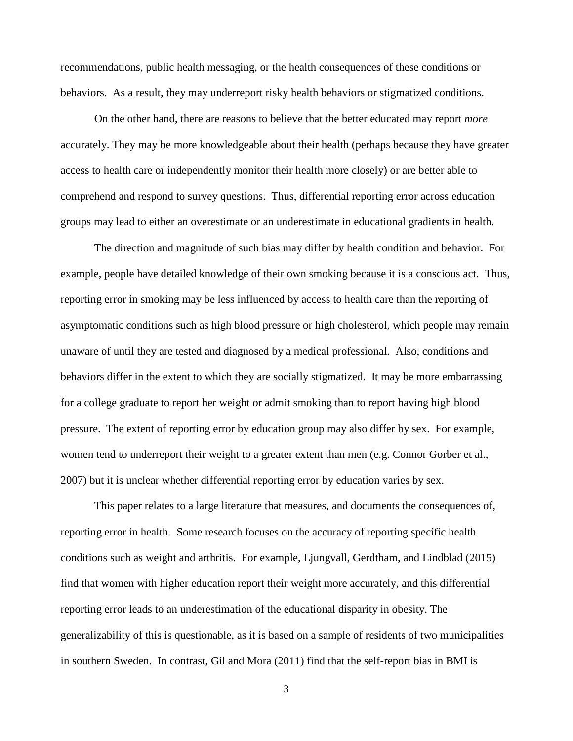recommendations, public health messaging, or the health consequences of these conditions or behaviors. As a result, they may underreport risky health behaviors or stigmatized conditions.

On the other hand, there are reasons to believe that the better educated may report *more* accurately. They may be more knowledgeable about their health (perhaps because they have greater access to health care or independently monitor their health more closely) or are better able to comprehend and respond to survey questions. Thus, differential reporting error across education groups may lead to either an overestimate or an underestimate in educational gradients in health.

The direction and magnitude of such bias may differ by health condition and behavior. For example, people have detailed knowledge of their own smoking because it is a conscious act. Thus, reporting error in smoking may be less influenced by access to health care than the reporting of asymptomatic conditions such as high blood pressure or high cholesterol, which people may remain unaware of until they are tested and diagnosed by a medical professional. Also, conditions and behaviors differ in the extent to which they are socially stigmatized. It may be more embarrassing for a college graduate to report her weight or admit smoking than to report having high blood pressure. The extent of reporting error by education group may also differ by sex. For example, women tend to underreport their weight to a greater extent than men (e.g. Connor Gorber et al., 2007) but it is unclear whether differential reporting error by education varies by sex.

This paper relates to a large literature that measures, and documents the consequences of, reporting error in health. Some research focuses on the accuracy of reporting specific health conditions such as weight and arthritis. For example, Ljungvall, Gerdtham, and Lindblad (2015) find that women with higher education report their weight more accurately, and this differential reporting error leads to an underestimation of the educational disparity in obesity. The generalizability of this is questionable, as it is based on a sample of residents of two municipalities in southern Sweden. In contrast, Gil and Mora (2011) find that the self-report bias in BMI is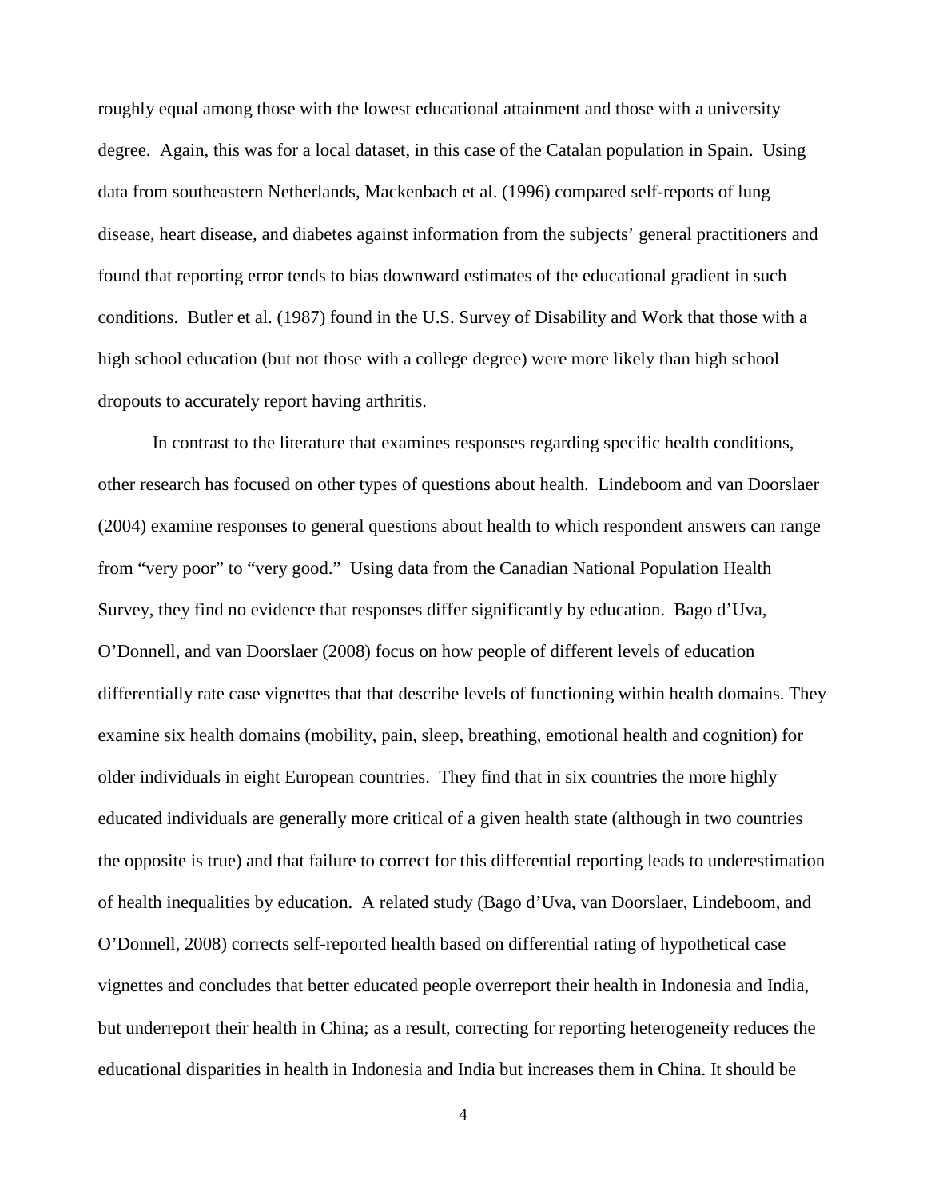roughly equal among those with the lowest educational attainment and those with a university degree. Again, this was for a local dataset, in this case of the Catalan population in Spain. Using data from southeastern Netherlands, Mackenbach et al. (1996) compared self-reports of lung disease, heart disease, and diabetes against information from the subjects' general practitioners and found that reporting error tends to bias downward estimates of the educational gradient in such conditions. Butler et al. (1987) found in the U.S. Survey of Disability and Work that those with a high school education (but not those with a college degree) were more likely than high school dropouts to accurately report having arthritis.

In contrast to the literature that examines responses regarding specific health conditions, other research has focused on other types of questions about health. Lindeboom and van Doorslaer (2004) examine responses to general questions about health to which respondent answers can range from "very poor" to "very good." Using data from the Canadian National Population Health Survey, they find no evidence that responses differ significantly by education. Bago d'Uva, O'Donnell, and van Doorslaer (2008) focus on how people of different levels of education differentially rate case vignettes that that describe levels of functioning within health domains. They examine six health domains (mobility, pain, sleep, breathing, emotional health and cognition) for older individuals in eight European countries. They find that in six countries the more highly educated individuals are generally more critical of a given health state (although in two countries the opposite is true) and that failure to correct for this differential reporting leads to underestimation of health inequalities by education. A related study (Bago d'Uva, van Doorslaer, Lindeboom, and O'Donnell, 2008) corrects self-reported health based on differential rating of hypothetical case vignettes and concludes that better educated people overreport their health in Indonesia and India, but underreport their health in China; as a result, correcting for reporting heterogeneity reduces the educational disparities in health in Indonesia and India but increases them in China. It should be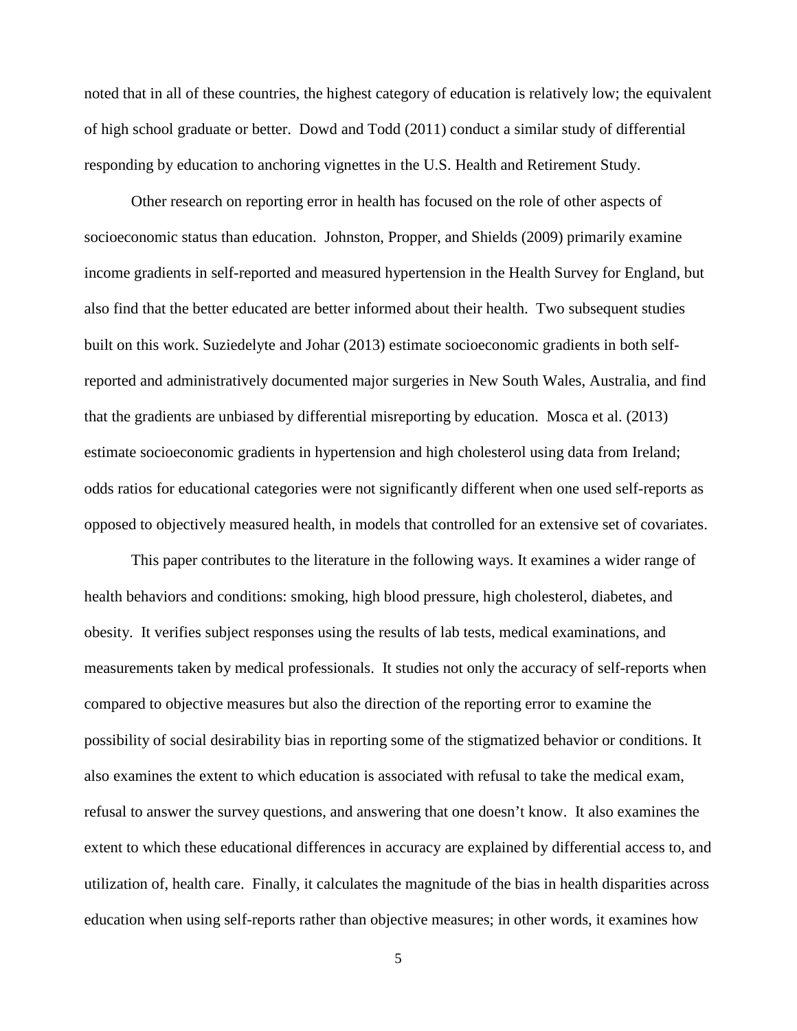noted that in all of these countries, the highest category of education is relatively low; the equivalent of high school graduate or better. Dowd and Todd (2011) conduct a similar study of differential responding by education to anchoring vignettes in the U.S. Health and Retirement Study.

Other research on reporting error in health has focused on the role of other aspects of socioeconomic status than education. Johnston, Propper, and Shields (2009) primarily examine income gradients in self-reported and measured hypertension in the Health Survey for England, but also find that the better educated are better informed about their health. Two subsequent studies built on this work. Suziedelyte and Johar (2013) estimate socioeconomic gradients in both self-reported and administratively documented major surgeries in New South Wales, Australia, and find that the gradients are unbiased by differential misreporting by education. Mosca et al. (2013) estimate socioeconomic gradients in hypertension and high cholesterol using data from Ireland; odds ratios for educational categories were not significantly different when one used self-reports as opposed to objectively measured health, in models that controlled for an extensive set of covariates.

This paper contributes to the literature in the following ways. It examines a wider range of health behaviors and conditions: smoking, high blood pressure, high cholesterol, diabetes, and obesity. It verifies subject responses using the results of lab tests, medical examinations, and measurements taken by medical professionals. It studies not only the accuracy of self-reports when compared to objective measures but also the direction of the reporting error to examine the possibility of social desirability bias in reporting some of the stigmatized behavior or conditions. It also examines the extent to which education is associated with refusal to take the medical exam, refusal to answer the survey questions, and answering that one doesn't know. It also examines the extent to which these educational differences in accuracy are explained by differential access to, and utilization of, health care. Finally, it calculates the magnitude of the bias in health disparities across education when using self-reports rather than objective measures; in other words, it examines how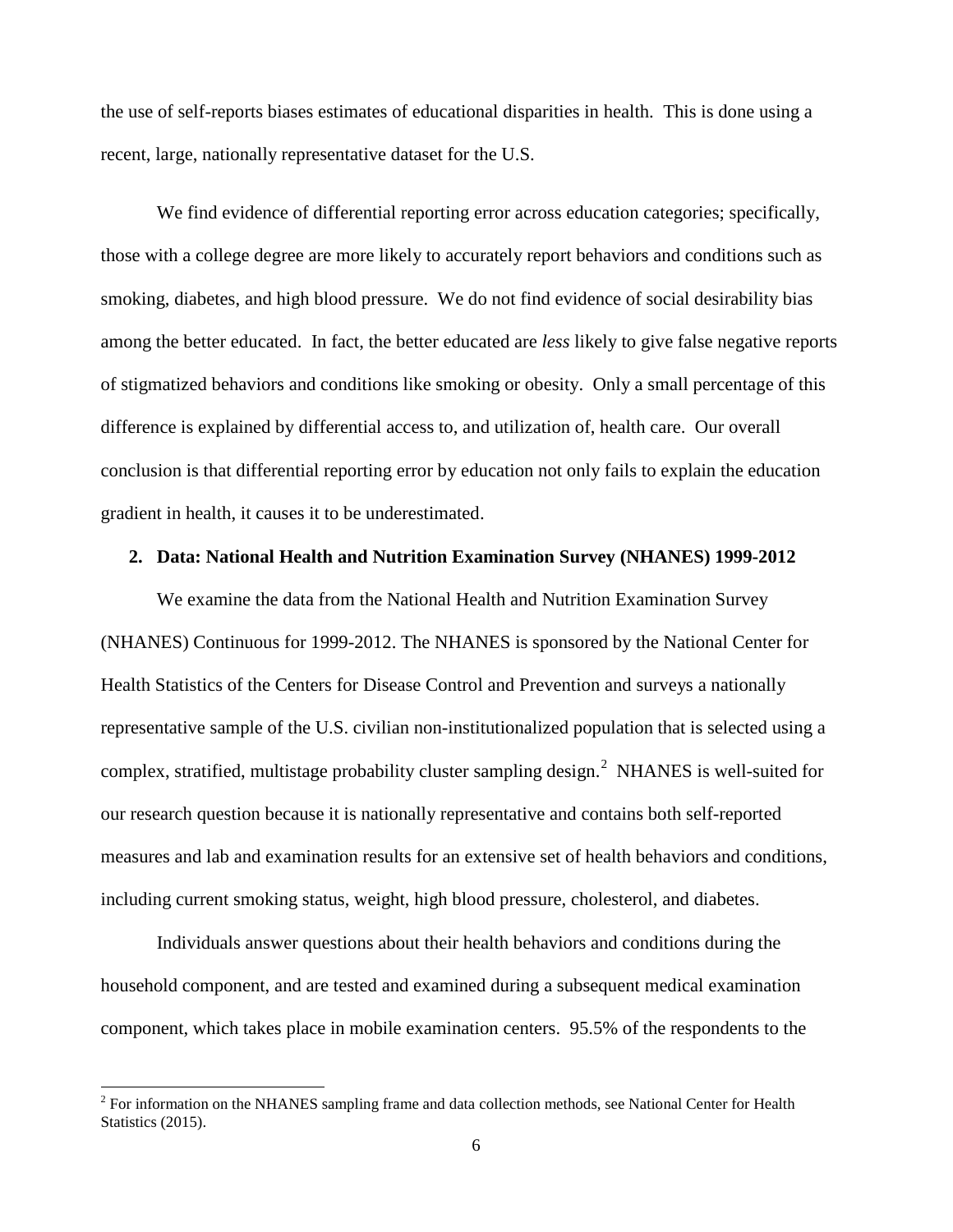the use of self-reports biases estimates of educational disparities in health. This is done using a recent, large, nationally representative dataset for the U.S.

We find evidence of differential reporting error across education categories; specifically, those with a college degree are more likely to accurately report behaviors and conditions such as smoking, diabetes, and high blood pressure. We do not find evidence of social desirability bias among the better educated. In fact, the better educated are *less* likely to give false negative reports of stigmatized behaviors and conditions like smoking or obesity. Only a small percentage of this difference is explained by differential access to, and utilization of, health care. Our overall conclusion is that differential reporting error by education not only fails to explain the education gradient in health, it causes it to be underestimated.

## 2. Data: National Health and Nutrition Examination Survey (NHANES) 1999-2012

We examine the data from the National Health and Nutrition Examination Survey (NHANES) Continuous for 1999-2012. The NHANES is sponsored by the National Center for Health Statistics of the Centers for Disease Control and Prevention and surveys a nationally representative sample of the U.S. civilian non-institutionalized population that is selected using a complex, stratified, multistage probability cluster sampling design.[2] NHANES is well-suited for our research question because it is nationally representative and contains both self-reported measures and lab and examination results for an extensive set of health behaviors and conditions, including current smoking status, weight, high blood pressure, cholesterol, and diabetes.

Individuals answer questions about their health behaviors and conditions during the household component, and are tested and examined during a subsequent medical examination component, which takes place in mobile examination centers. 95.5% of the respondents to the

[2] For information on the NHANES sampling frame and data collection methods, see National Center for Health Statistics (2015).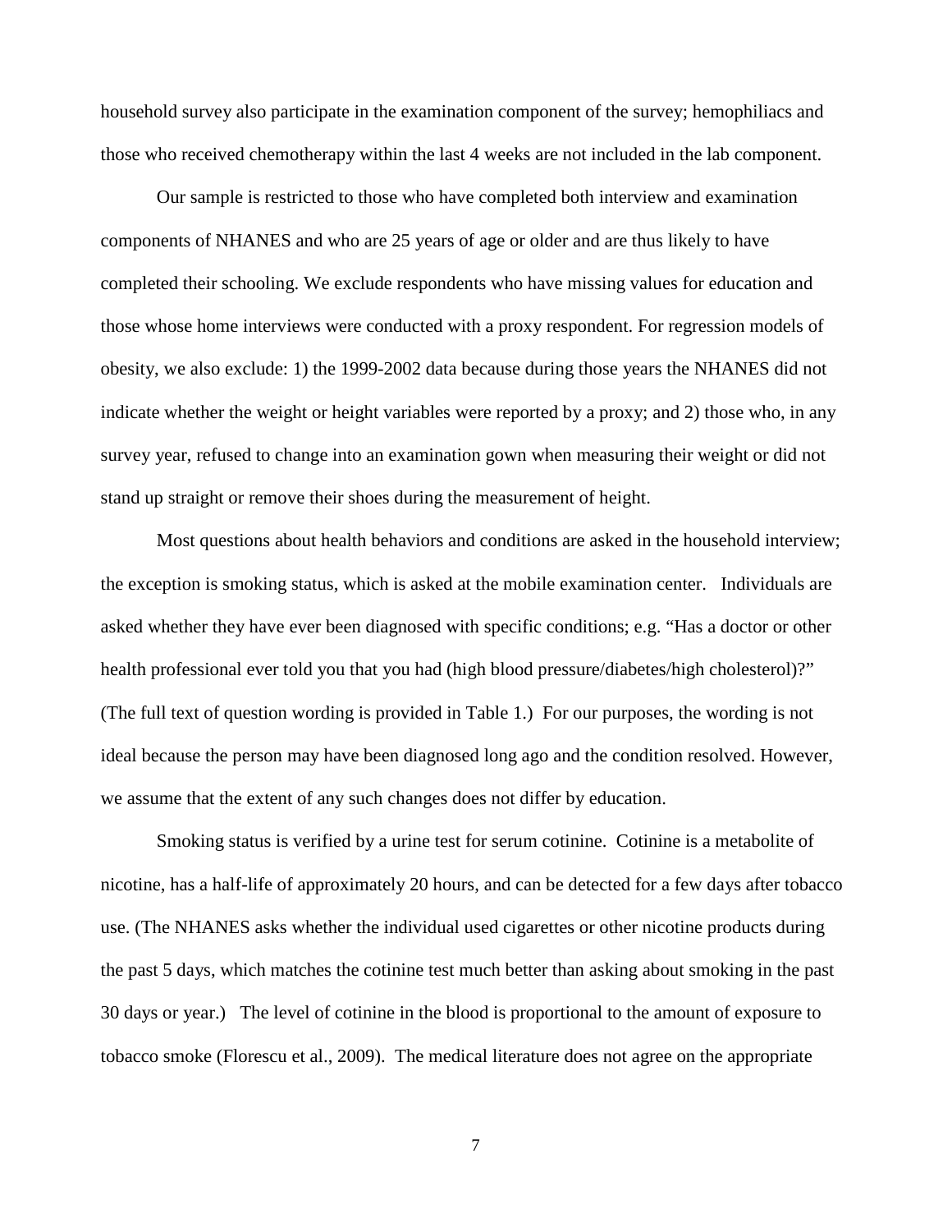household survey also participate in the examination component of the survey; hemophiliacs and those who received chemotherapy within the last 4 weeks are not included in the lab component.

Our sample is restricted to those who have completed both interview and examination components of NHANES and who are 25 years of age or older and are thus likely to have completed their schooling. We exclude respondents who have missing values for education and those whose home interviews were conducted with a proxy respondent. For regression models of obesity, we also exclude: 1) the 1999-2002 data because during those years the NHANES did not indicate whether the weight or height variables were reported by a proxy; and 2) those who, in any survey year, refused to change into an examination gown when measuring their weight or did not stand up straight or remove their shoes during the measurement of height.

Most questions about health behaviors and conditions are asked in the household interview; the exception is smoking status, which is asked at the mobile examination center. Individuals are asked whether they have ever been diagnosed with specific conditions; e.g. "Has a doctor or other health professional ever told you that you had (high blood pressure/diabetes/high cholesterol)?" (The full text of question wording is provided in Table 1.) For our purposes, the wording is not ideal because the person may have been diagnosed long ago and the condition resolved. However, we assume that the extent of any such changes does not differ by education.

Smoking status is verified by a urine test for serum cotinine. Cotinine is a metabolite of nicotine, has a half-life of approximately 20 hours, and can be detected for a few days after tobacco use. (The NHANES asks whether the individual used cigarettes or other nicotine products during the past 5 days, which matches the cotinine test much better than asking about smoking in the past 30 days or year.) The level of cotinine in the blood is proportional to the amount of exposure to tobacco smoke (Florescu et al., 2009). The medical literature does not agree on the appropriate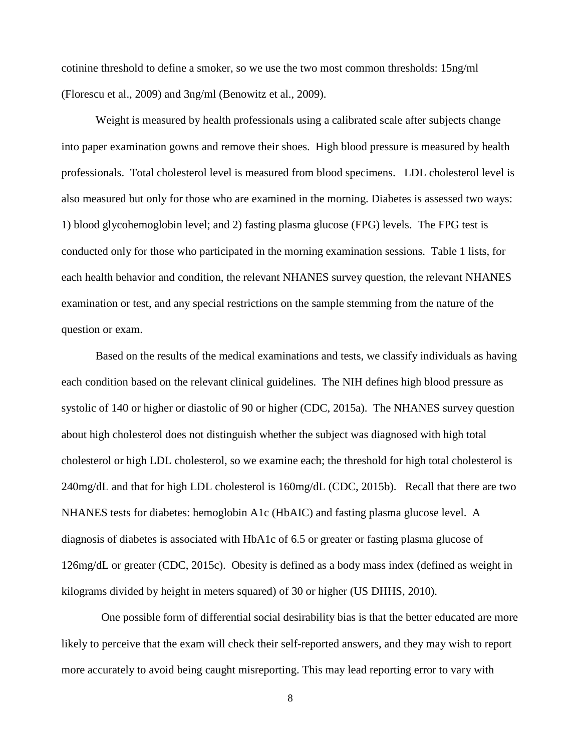cotinine threshold to define a smoker, so we use the two most common thresholds: 15ng/ml (Florescu et al., 2009) and 3ng/ml (Benowitz et al., 2009).

Weight is measured by health professionals using a calibrated scale after subjects change into paper examination gowns and remove their shoes. High blood pressure is measured by health professionals. Total cholesterol level is measured from blood specimens. LDL cholesterol level is also measured but only for those who are examined in the morning. Diabetes is assessed two ways: 1) blood glycohemoglobin level; and 2) fasting plasma glucose (FPG) levels. The FPG test is conducted only for those who participated in the morning examination sessions. Table 1 lists, for each health behavior and condition, the relevant NHANES survey question, the relevant NHANES examination or test, and any special restrictions on the sample stemming from the nature of the question or exam.

Based on the results of the medical examinations and tests, we classify individuals as having each condition based on the relevant clinical guidelines. The NIH defines high blood pressure as systolic of 140 or higher or diastolic of 90 or higher (CDC, 2015a). The NHANES survey question about high cholesterol does not distinguish whether the subject was diagnosed with high total cholesterol or high LDL cholesterol, so we examine each; the threshold for high total cholesterol is 240mg/dL and that for high LDL cholesterol is 160mg/dL (CDC, 2015b). Recall that there are two NHANES tests for diabetes: hemoglobin A1c (HbAIC) and fasting plasma glucose level. A diagnosis of diabetes is associated with HbA1c of 6.5 or greater or fasting plasma glucose of 126mg/dL or greater (CDC, 2015c). Obesity is defined as a body mass index (defined as weight in kilograms divided by height in meters squared) of 30 or higher (US DHHS, 2010).

One possible form of differential social desirability bias is that the better educated are more likely to perceive that the exam will check their self-reported answers, and they may wish to report more accurately to avoid being caught misreporting. This may lead reporting error to vary with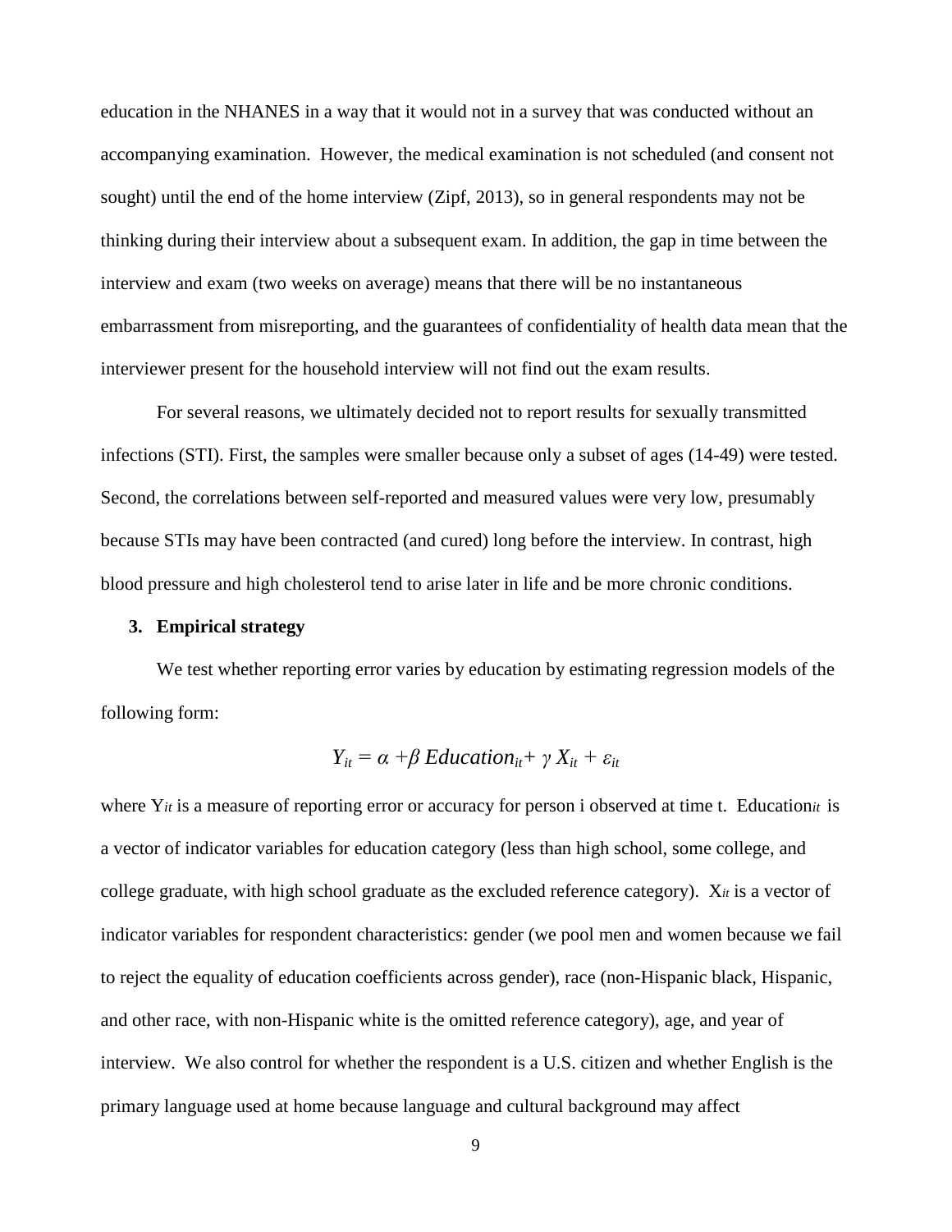education in the NHANES in a way that it would not in a survey that was conducted without an accompanying examination. However, the medical examination is not scheduled (and consent not sought) until the end of the home interview (Zipf, 2013), so in general respondents may not be thinking during their interview about a subsequent exam. In addition, the gap in time between the interview and exam (two weeks on average) means that there will be no instantaneous embarrassment from misreporting, and the guarantees of confidentiality of health data mean that the interviewer present for the household interview will not find out the exam results.

For several reasons, we ultimately decided not to report results for sexually transmitted infections (STI). First, the samples were smaller because only a subset of ages (14-49) were tested. Second, the correlations between self-reported and measured values were very low, presumably because STIs may have been contracted (and cured) long before the interview. In contrast, high blood pressure and high cholesterol tend to arise later in life and be more chronic conditions.

## 3. Empirical strategy

We test whether reporting error varies by education by estimating regression models of the following form:

$$Y_{it} = \alpha + \beta \, Education_{it} + \gamma \, X_{it} + \varepsilon_{it}$$

where $Y_{it}$ is a measure of reporting error or accuracy for person i observed at time t. $Education_{it}$ is a vector of indicator variables for education category (less than high school, some college, and college graduate, with high school graduate as the excluded reference category). $X_{it}$ is a vector of indicator variables for respondent characteristics: gender (we pool men and women because we fail to reject the equality of education coefficients across gender), race (non-Hispanic black, Hispanic, and other race, with non-Hispanic white is the omitted reference category), age, and year of interview. We also control for whether the respondent is a U.S. citizen and whether English is the primary language used at home because language and cultural background may affect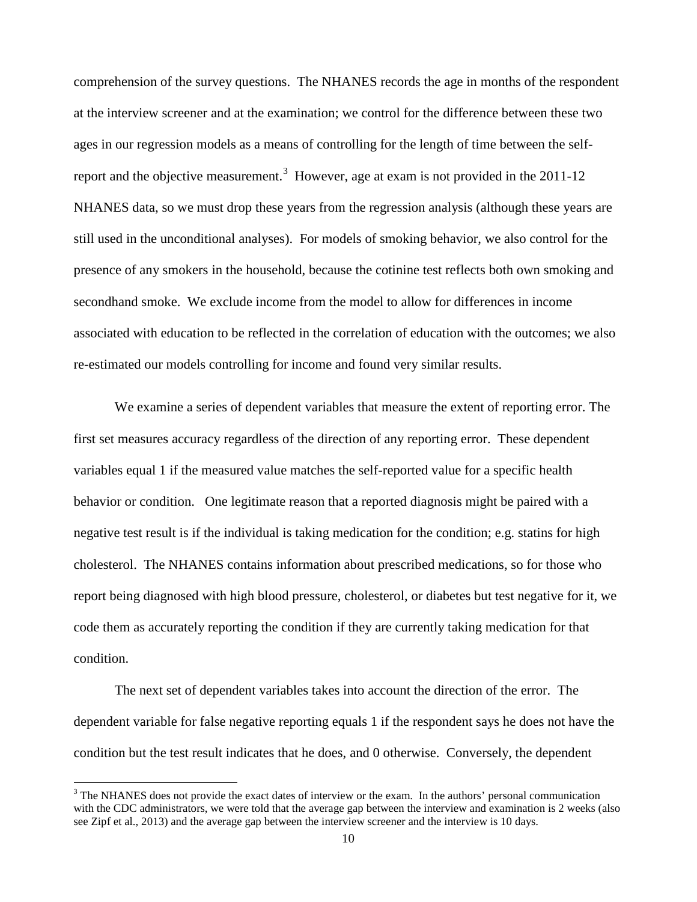comprehension of the survey questions. The NHANES records the age in months of the respondent at the interview screener and at the examination; we control for the difference between these two ages in our regression models as a means of controlling for the length of time between the self-report and the objective measurement.[3] However, age at exam is not provided in the 2011-12 NHANES data, so we must drop these years from the regression analysis (although these years are still used in the unconditional analyses). For models of smoking behavior, we also control for the presence of any smokers in the household, because the cotinine test reflects both own smoking and secondhand smoke. We exclude income from the model to allow for differences in income associated with education to be reflected in the correlation of education with the outcomes; we also re-estimated our models controlling for income and found very similar results.

We examine a series of dependent variables that measure the extent of reporting error. The first set measures accuracy regardless of the direction of any reporting error. These dependent variables equal 1 if the measured value matches the self-reported value for a specific health behavior or condition. One legitimate reason that a reported diagnosis might be paired with a negative test result is if the individual is taking medication for the condition; e.g. statins for high cholesterol. The NHANES contains information about prescribed medications, so for those who report being diagnosed with high blood pressure, cholesterol, or diabetes but test negative for it, we code them as accurately reporting the condition if they are currently taking medication for that condition.

The next set of dependent variables takes into account the direction of the error. The dependent variable for false negative reporting equals 1 if the respondent says he does not have the condition but the test result indicates that he does, and 0 otherwise. Conversely, the dependent

[3] The NHANES does not provide the exact dates of interview or the exam. In the authors' personal communication with the CDC administrators, we were told that the average gap between the interview and examination is 2 weeks (also see Zipf et al., 2013) and the average gap between the interview screener and the interview is 10 days.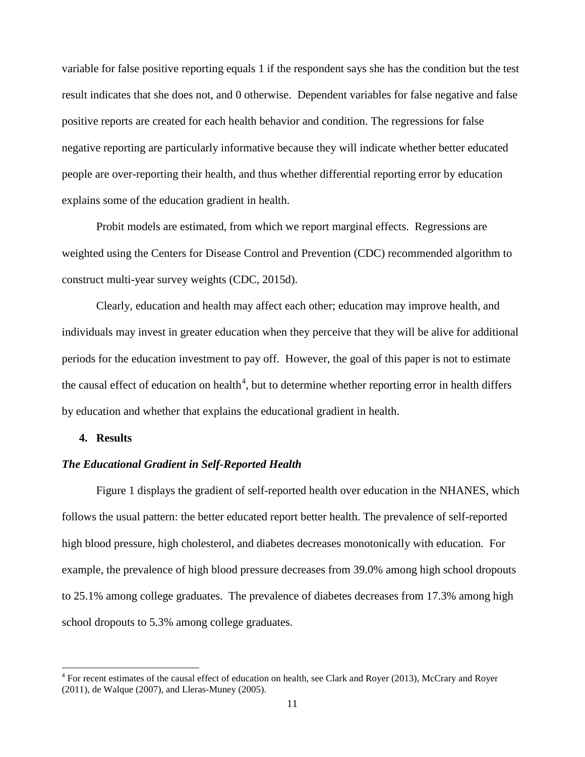variable for false positive reporting equals 1 if the respondent says she has the condition but the test result indicates that she does not, and 0 otherwise. Dependent variables for false negative and false positive reports are created for each health behavior and condition. The regressions for false negative reporting are particularly informative because they will indicate whether better educated people are over-reporting their health, and thus whether differential reporting error by education explains some of the education gradient in health.

Probit models are estimated, from which we report marginal effects. Regressions are weighted using the Centers for Disease Control and Prevention (CDC) recommended algorithm to construct multi-year survey weights (CDC, 2015d).

Clearly, education and health may affect each other; education may improve health, and individuals may invest in greater education when they perceive that they will be alive for additional periods for the education investment to pay off. However, the goal of this paper is not to estimate the causal effect of education on health[4], but to determine whether reporting error in health differs by education and whether that explains the educational gradient in health.

## 4. Results

### *The Educational Gradient in Self-Reported Health*

Figure 1 displays the gradient of self-reported health over education in the NHANES, which follows the usual pattern: the better educated report better health. The prevalence of self-reported high blood pressure, high cholesterol, and diabetes decreases monotonically with education. For example, the prevalence of high blood pressure decreases from 39.0% among high school dropouts to 25.1% among college graduates. The prevalence of diabetes decreases from 17.3% among high school dropouts to 5.3% among college graduates.

[4] For recent estimates of the causal effect of education on health, see Clark and Royer (2013), McCrary and Royer (2011), de Walque (2007), and Lleras-Muney (2005).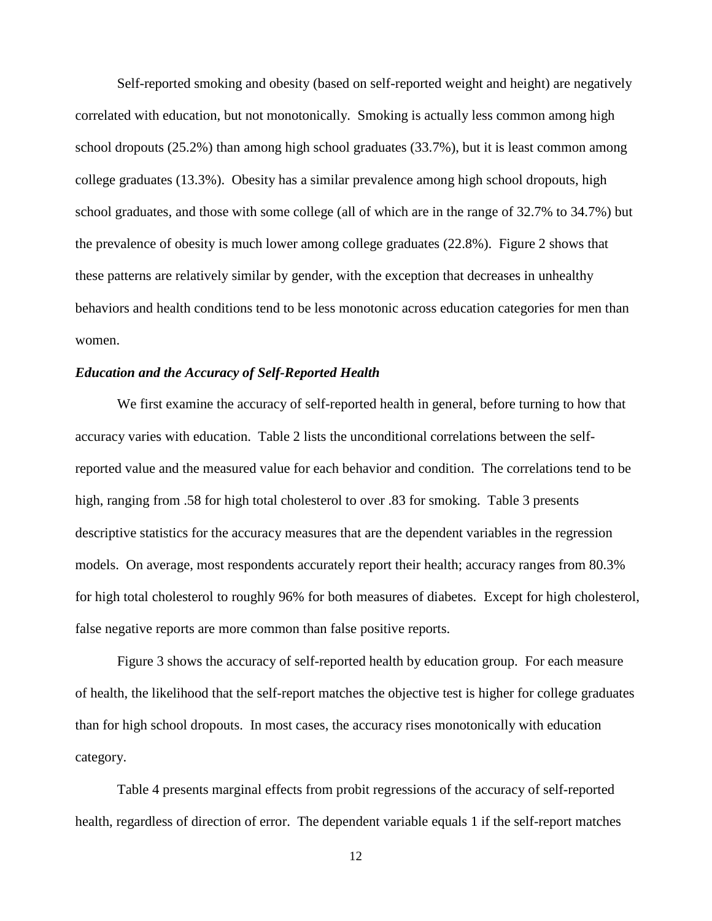Self-reported smoking and obesity (based on self-reported weight and height) are negatively correlated with education, but not monotonically. Smoking is actually less common among high school dropouts (25.2%) than among high school graduates (33.7%), but it is least common among college graduates (13.3%). Obesity has a similar prevalence among high school dropouts, high school graduates, and those with some college (all of which are in the range of 32.7% to 34.7%) but the prevalence of obesity is much lower among college graduates (22.8%). Figure 2 shows that these patterns are relatively similar by gender, with the exception that decreases in unhealthy behaviors and health conditions tend to be less monotonic across education categories for men than women.

### *Education and the Accuracy of Self-Reported Health*

We first examine the accuracy of self-reported health in general, before turning to how that accuracy varies with education. Table 2 lists the unconditional correlations between the self-reported value and the measured value for each behavior and condition. The correlations tend to be high, ranging from .58 for high total cholesterol to over .83 for smoking. Table 3 presents descriptive statistics for the accuracy measures that are the dependent variables in the regression models. On average, most respondents accurately report their health; accuracy ranges from 80.3% for high total cholesterol to roughly 96% for both measures of diabetes. Except for high cholesterol, false negative reports are more common than false positive reports.

Figure 3 shows the accuracy of self-reported health by education group. For each measure of health, the likelihood that the self-report matches the objective test is higher for college graduates than for high school dropouts. In most cases, the accuracy rises monotonically with education category.

Table 4 presents marginal effects from probit regressions of the accuracy of self-reported health, regardless of direction of error. The dependent variable equals 1 if the self-report matches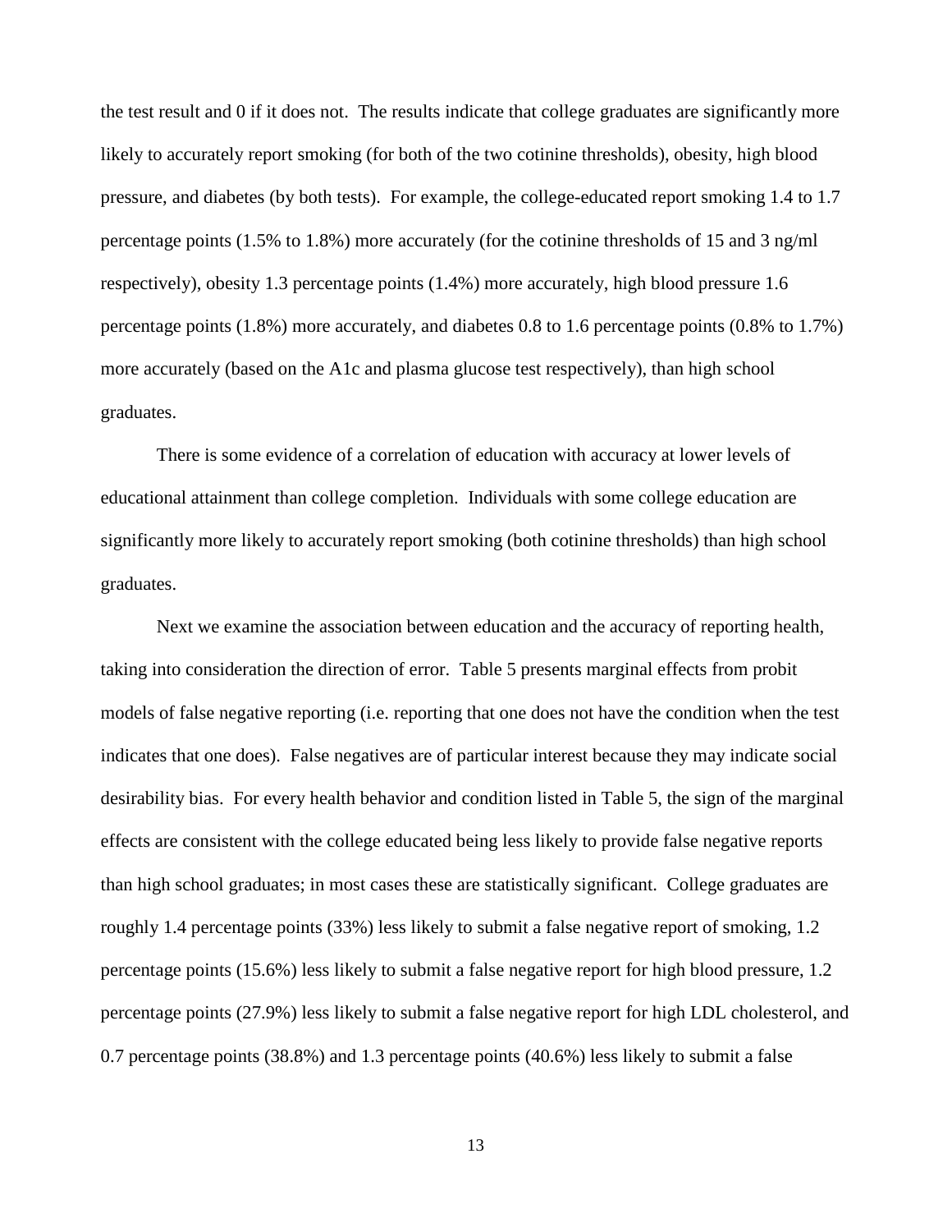the test result and 0 if it does not. The results indicate that college graduates are significantly more likely to accurately report smoking (for both of the two cotinine thresholds), obesity, high blood pressure, and diabetes (by both tests). For example, the college-educated report smoking 1.4 to 1.7 percentage points (1.5% to 1.8%) more accurately (for the cotinine thresholds of 15 and 3 ng/ml respectively), obesity 1.3 percentage points (1.4%) more accurately, high blood pressure 1.6 percentage points (1.8%) more accurately, and diabetes 0.8 to 1.6 percentage points (0.8% to 1.7%) more accurately (based on the A1c and plasma glucose test respectively), than high school graduates.

There is some evidence of a correlation of education with accuracy at lower levels of educational attainment than college completion. Individuals with some college education are significantly more likely to accurately report smoking (both cotinine thresholds) than high school graduates.

Next we examine the association between education and the accuracy of reporting health, taking into consideration the direction of error. Table 5 presents marginal effects from probit models of false negative reporting (i.e. reporting that one does not have the condition when the test indicates that one does). False negatives are of particular interest because they may indicate social desirability bias. For every health behavior and condition listed in Table 5, the sign of the marginal effects are consistent with the college educated being less likely to provide false negative reports than high school graduates; in most cases these are statistically significant. College graduates are roughly 1.4 percentage points (33%) less likely to submit a false negative report of smoking, 1.2 percentage points (15.6%) less likely to submit a false negative report for high blood pressure, 1.2 percentage points (27.9%) less likely to submit a false negative report for high LDL cholesterol, and 0.7 percentage points (38.8%) and 1.3 percentage points (40.6%) less likely to submit a false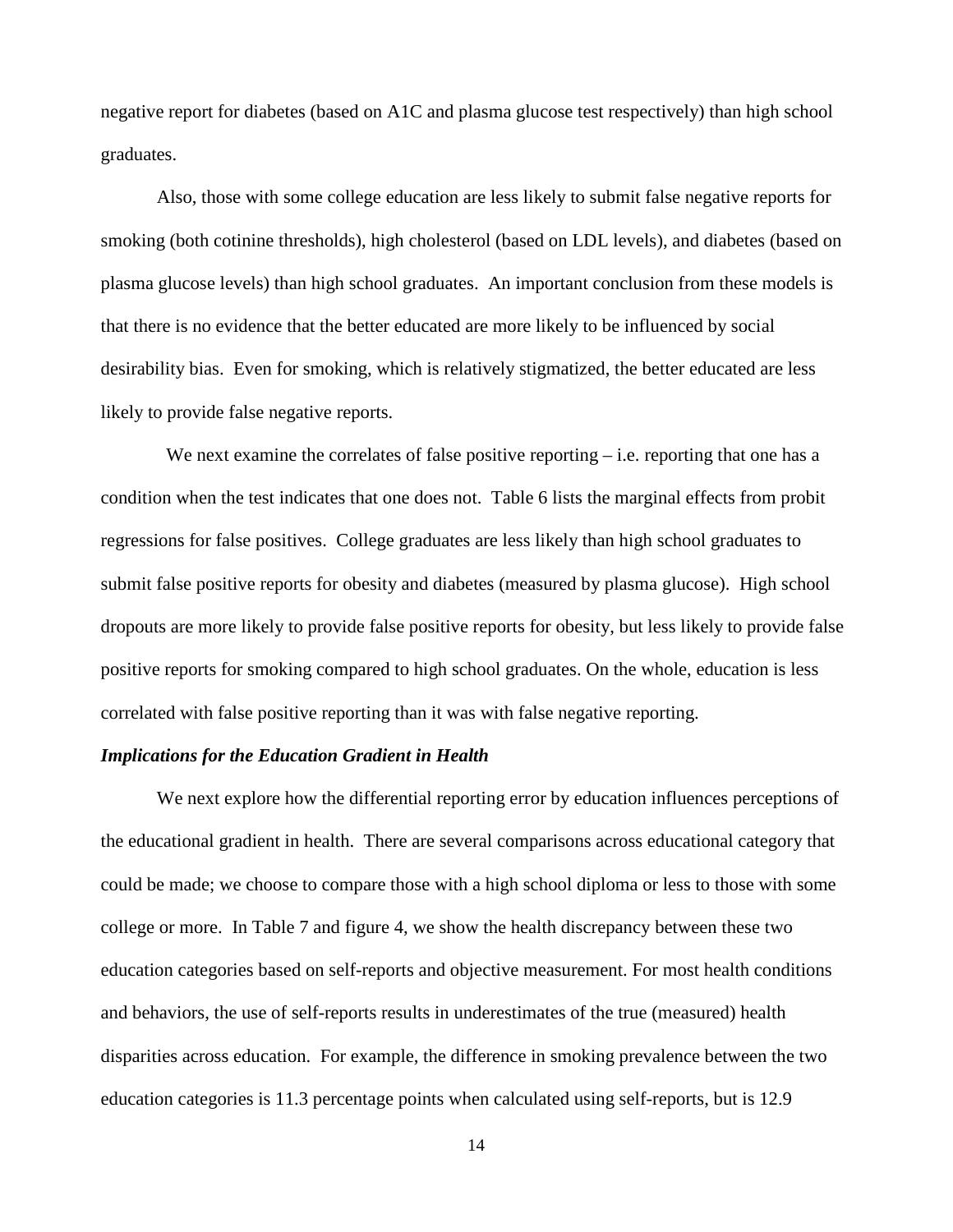negative report for diabetes (based on A1C and plasma glucose test respectively) than high school graduates.

Also, those with some college education are less likely to submit false negative reports for smoking (both cotinine thresholds), high cholesterol (based on LDL levels), and diabetes (based on plasma glucose levels) than high school graduates. An important conclusion from these models is that there is no evidence that the better educated are more likely to be influenced by social desirability bias. Even for smoking, which is relatively stigmatized, the better educated are less likely to provide false negative reports.

We next examine the correlates of false positive reporting – i.e. reporting that one has a condition when the test indicates that one does not. Table 6 lists the marginal effects from probit regressions for false positives. College graduates are less likely than high school graduates to submit false positive reports for obesity and diabetes (measured by plasma glucose). High school dropouts are more likely to provide false positive reports for obesity, but less likely to provide false positive reports for smoking compared to high school graduates. On the whole, education is less correlated with false positive reporting than it was with false negative reporting.

***Implications for the Education Gradient in Health***

We next explore how the differential reporting error by education influences perceptions of the educational gradient in health. There are several comparisons across educational category that could be made; we choose to compare those with a high school diploma or less to those with some college or more. In Table 7 and figure 4, we show the health discrepancy between these two education categories based on self-reports and objective measurement. For most health conditions and behaviors, the use of self-reports results in underestimates of the true (measured) health disparities across education. For example, the difference in smoking prevalence between the two education categories is 11.3 percentage points when calculated using self-reports, but is 12.9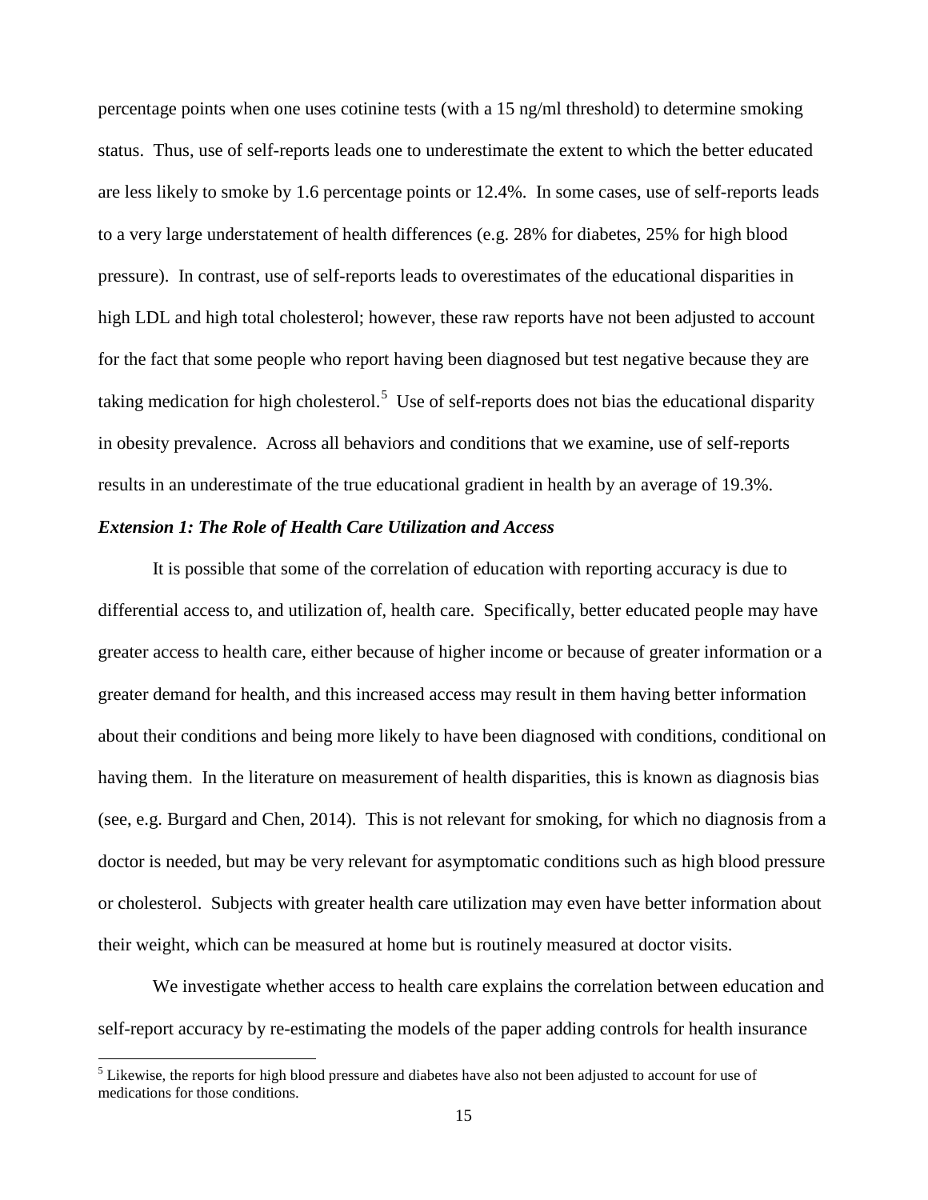percentage points when one uses cotinine tests (with a 15 ng/ml threshold) to determine smoking status. Thus, use of self-reports leads one to underestimate the extent to which the better educated are less likely to smoke by 1.6 percentage points or 12.4%. In some cases, use of self-reports leads to a very large understatement of health differences (e.g. 28% for diabetes, 25% for high blood pressure). In contrast, use of self-reports leads to overestimates of the educational disparities in high LDL and high total cholesterol; however, these raw reports have not been adjusted to account for the fact that some people who report having been diagnosed but test negative because they are taking medication for high cholesterol.[5] Use of self-reports does not bias the educational disparity in obesity prevalence. Across all behaviors and conditions that we examine, use of self-reports results in an underestimate of the true educational gradient in health by an average of 19.3%.

### *Extension 1: The Role of Health Care Utilization and Access*

It is possible that some of the correlation of education with reporting accuracy is due to differential access to, and utilization of, health care. Specifically, better educated people may have greater access to health care, either because of higher income or because of greater information or a greater demand for health, and this increased access may result in them having better information about their conditions and being more likely to have been diagnosed with conditions, conditional on having them. In the literature on measurement of health disparities, this is known as diagnosis bias (see, e.g. Burgard and Chen, 2014). This is not relevant for smoking, for which no diagnosis from a doctor is needed, but may be very relevant for asymptomatic conditions such as high blood pressure or cholesterol. Subjects with greater health care utilization may even have better information about their weight, which can be measured at home but is routinely measured at doctor visits.

We investigate whether access to health care explains the correlation between education and self-report accuracy by re-estimating the models of the paper adding controls for health insurance

[5] Likewise, the reports for high blood pressure and diabetes have also not been adjusted to account for use of medications for those conditions.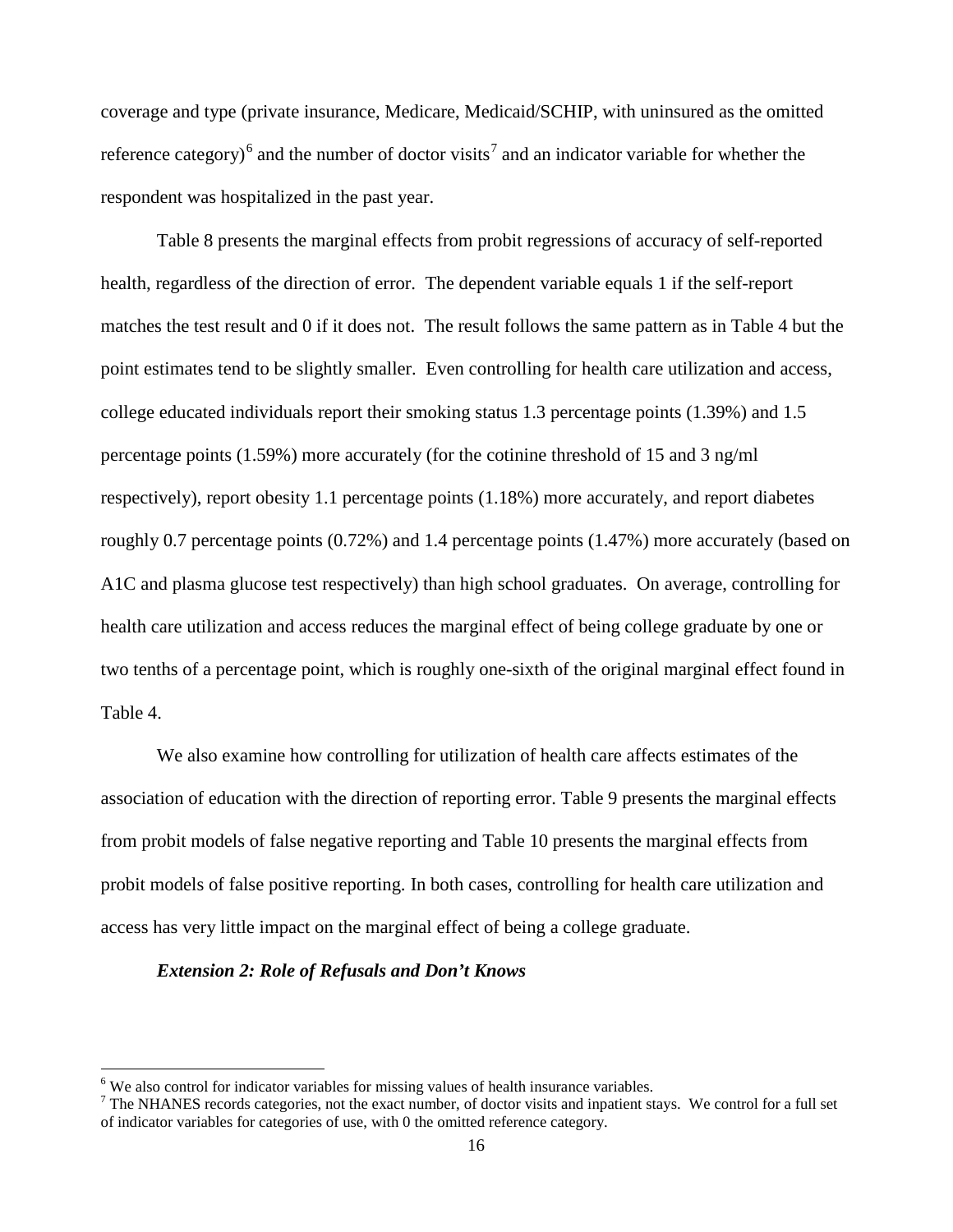coverage and type (private insurance, Medicare, Medicaid/SCHIP, with uninsured as the omitted reference category)[6] and the number of doctor visits[7] and an indicator variable for whether the respondent was hospitalized in the past year.

Table 8 presents the marginal effects from probit regressions of accuracy of self-reported health, regardless of the direction of error. The dependent variable equals 1 if the self-report matches the test result and 0 if it does not. The result follows the same pattern as in Table 4 but the point estimates tend to be slightly smaller. Even controlling for health care utilization and access, college educated individuals report their smoking status 1.3 percentage points (1.39%) and 1.5 percentage points (1.59%) more accurately (for the cotinine threshold of 15 and 3 ng/ml respectively), report obesity 1.1 percentage points (1.18%) more accurately, and report diabetes roughly 0.7 percentage points (0.72%) and 1.4 percentage points (1.47%) more accurately (based on A1C and plasma glucose test respectively) than high school graduates. On average, controlling for health care utilization and access reduces the marginal effect of being college graduate by one or two tenths of a percentage point, which is roughly one-sixth of the original marginal effect found in Table 4.

We also examine how controlling for utilization of health care affects estimates of the association of education with the direction of reporting error. Table 9 presents the marginal effects from probit models of false negative reporting and Table 10 presents the marginal effects from probit models of false positive reporting. In both cases, controlling for health care utilization and access has very little impact on the marginal effect of being a college graduate.

***Extension 2: Role of Refusals and Don't Knows***

[6] We also control for indicator variables for missing values of health insurance variables.

[7] The NHANES records categories, not the exact number, of doctor visits and inpatient stays. We control for a full set of indicator variables for categories of use, with 0 the omitted reference category.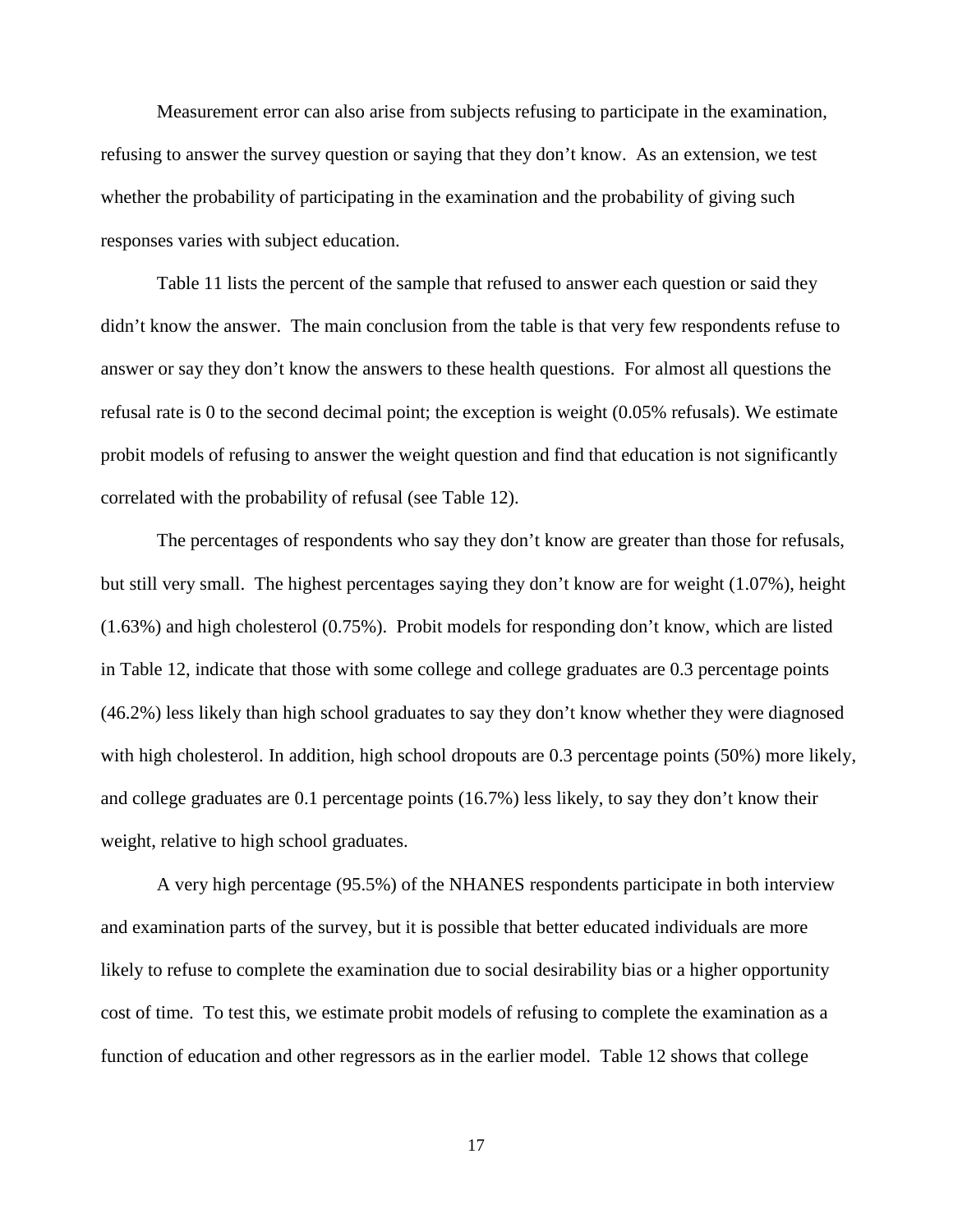Measurement error can also arise from subjects refusing to participate in the examination, refusing to answer the survey question or saying that they don't know. As an extension, we test whether the probability of participating in the examination and the probability of giving such responses varies with subject education.

Table 11 lists the percent of the sample that refused to answer each question or said they didn't know the answer. The main conclusion from the table is that very few respondents refuse to answer or say they don't know the answers to these health questions. For almost all questions the refusal rate is 0 to the second decimal point; the exception is weight (0.05% refusals). We estimate probit models of refusing to answer the weight question and find that education is not significantly correlated with the probability of refusal (see Table 12).

The percentages of respondents who say they don't know are greater than those for refusals, but still very small. The highest percentages saying they don't know are for weight (1.07%), height (1.63%) and high cholesterol (0.75%). Probit models for responding don't know, which are listed in Table 12, indicate that those with some college and college graduates are 0.3 percentage points (46.2%) less likely than high school graduates to say they don't know whether they were diagnosed with high cholesterol. In addition, high school dropouts are 0.3 percentage points (50%) more likely, and college graduates are 0.1 percentage points (16.7%) less likely, to say they don't know their weight, relative to high school graduates.

A very high percentage (95.5%) of the NHANES respondents participate in both interview and examination parts of the survey, but it is possible that better educated individuals are more likely to refuse to complete the examination due to social desirability bias or a higher opportunity cost of time. To test this, we estimate probit models of refusing to complete the examination as a function of education and other regressors as in the earlier model. Table 12 shows that college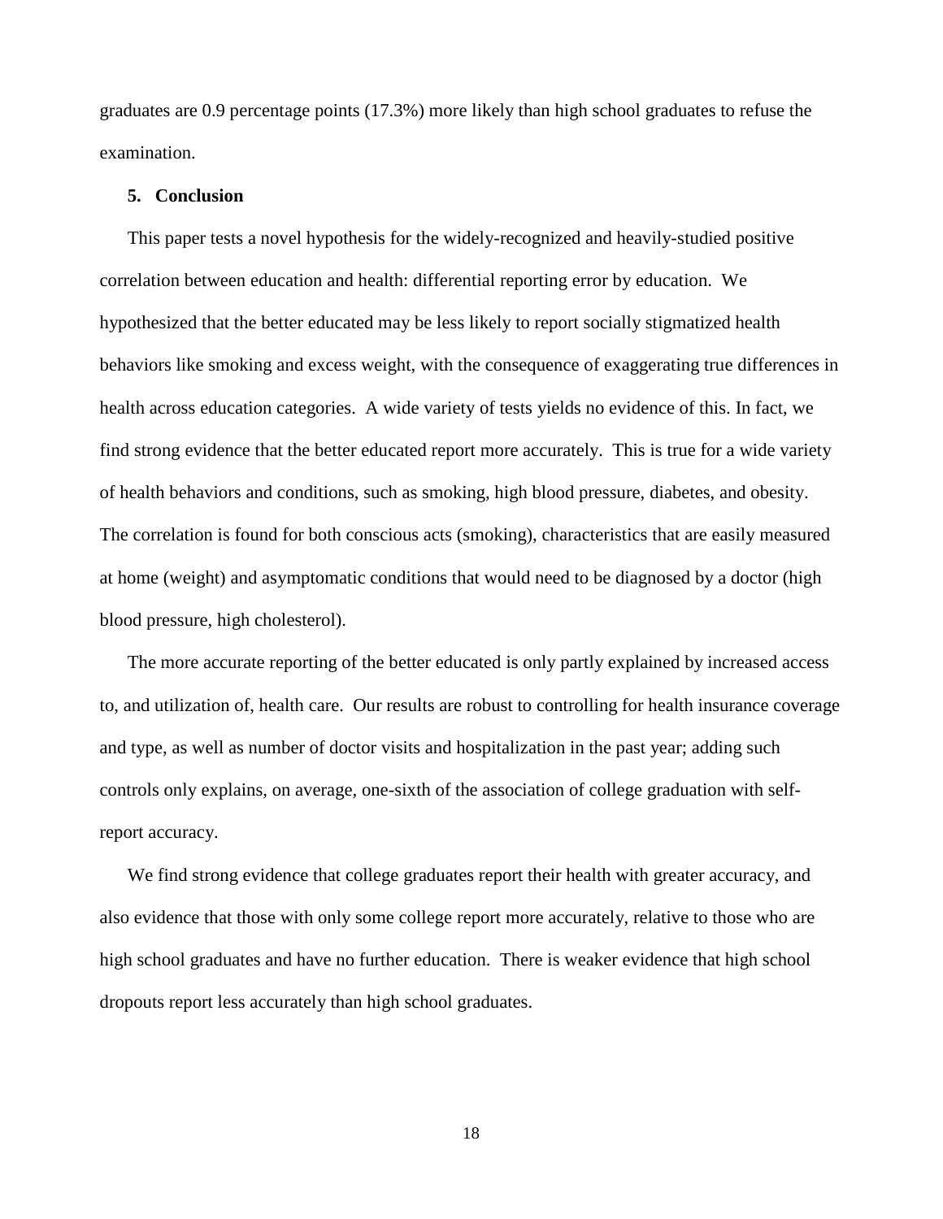graduates are 0.9 percentage points (17.3%) more likely than high school graduates to refuse the examination.

## 5. Conclusion

This paper tests a novel hypothesis for the widely-recognized and heavily-studied positive correlation between education and health: differential reporting error by education. We hypothesized that the better educated may be less likely to report socially stigmatized health behaviors like smoking and excess weight, with the consequence of exaggerating true differences in health across education categories. A wide variety of tests yields no evidence of this. In fact, we find strong evidence that the better educated report more accurately. This is true for a wide variety of health behaviors and conditions, such as smoking, high blood pressure, diabetes, and obesity. The correlation is found for both conscious acts (smoking), characteristics that are easily measured at home (weight) and asymptomatic conditions that would need to be diagnosed by a doctor (high blood pressure, high cholesterol).

The more accurate reporting of the better educated is only partly explained by increased access to, and utilization of, health care. Our results are robust to controlling for health insurance coverage and type, as well as number of doctor visits and hospitalization in the past year; adding such controls only explains, on average, one-sixth of the association of college graduation with self-report accuracy.

We find strong evidence that college graduates report their health with greater accuracy, and also evidence that those with only some college report more accurately, relative to those who are high school graduates and have no further education. There is weaker evidence that high school dropouts report less accurately than high school graduates.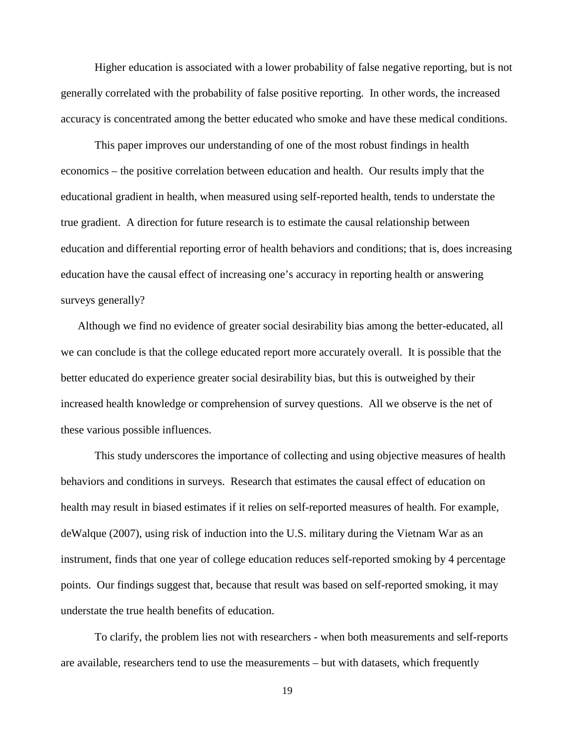Higher education is associated with a lower probability of false negative reporting, but is not generally correlated with the probability of false positive reporting. In other words, the increased accuracy is concentrated among the better educated who smoke and have these medical conditions.

This paper improves our understanding of one of the most robust findings in health economics – the positive correlation between education and health. Our results imply that the educational gradient in health, when measured using self-reported health, tends to understate the true gradient. A direction for future research is to estimate the causal relationship between education and differential reporting error of health behaviors and conditions; that is, does increasing education have the causal effect of increasing one's accuracy in reporting health or answering surveys generally?

Although we find no evidence of greater social desirability bias among the better-educated, all we can conclude is that the college educated report more accurately overall. It is possible that the better educated do experience greater social desirability bias, but this is outweighed by their increased health knowledge or comprehension of survey questions. All we observe is the net of these various possible influences.

This study underscores the importance of collecting and using objective measures of health behaviors and conditions in surveys. Research that estimates the causal effect of education on health may result in biased estimates if it relies on self-reported measures of health. For example, deWalque (2007), using risk of induction into the U.S. military during the Vietnam War as an instrument, finds that one year of college education reduces self-reported smoking by 4 percentage points. Our findings suggest that, because that result was based on self-reported smoking, it may understate the true health benefits of education.

To clarify, the problem lies not with researchers - when both measurements and self-reports are available, researchers tend to use the measurements – but with datasets, which frequently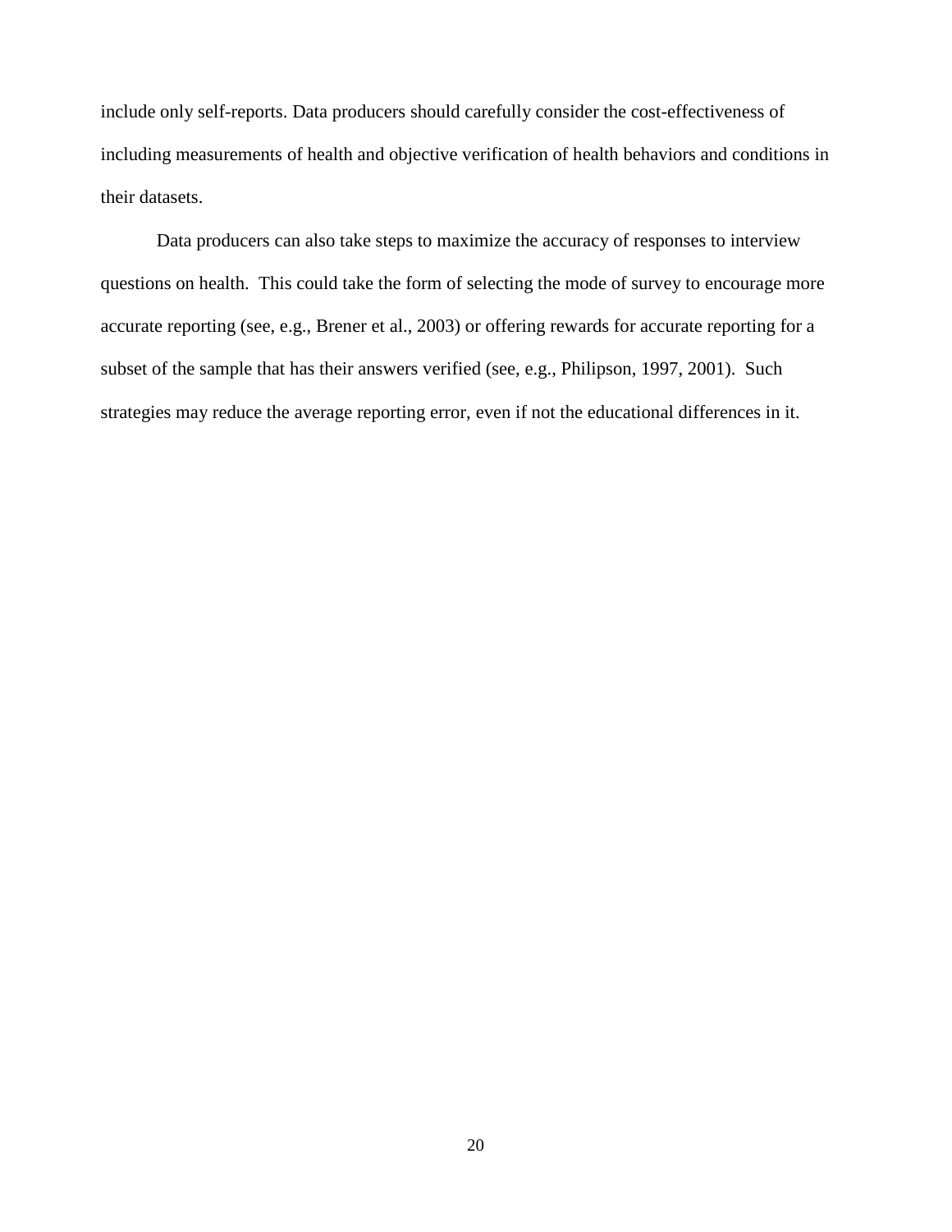include only self-reports. Data producers should carefully consider the cost-effectiveness of including measurements of health and objective verification of health behaviors and conditions in their datasets.

Data producers can also take steps to maximize the accuracy of responses to interview questions on health. This could take the form of selecting the mode of survey to encourage more accurate reporting (see, e.g., Brener et al., 2003) or offering rewards for accurate reporting for a subset of the sample that has their answers verified (see, e.g., Philipson, 1997, 2001). Such strategies may reduce the average reporting error, even if not the educational differences in it.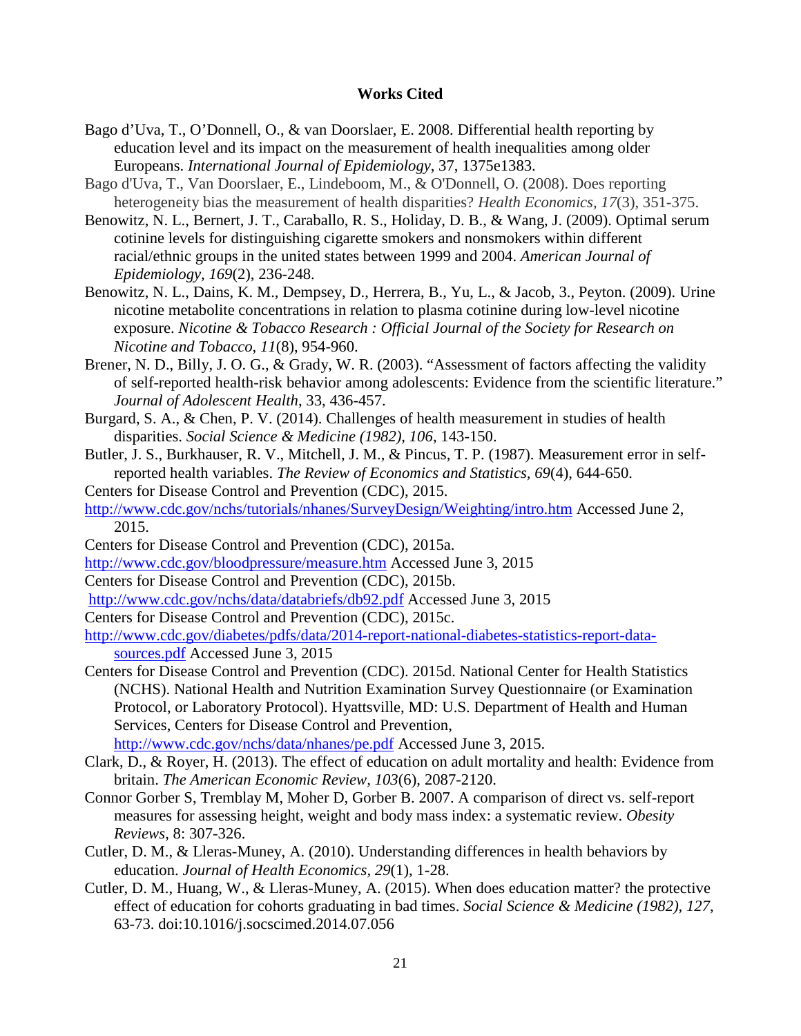## Works Cited

Bago d'Uva, T., O'Donnell, O., & van Doorslaer, E. 2008. Differential health reporting by education level and its impact on the measurement of health inequalities among older Europeans. *International Journal of Epidemiology*, 37, 1375e1383.

Bago d'Uva, T., Van Doorslaer, E., Lindeboom, M., & O'Donnell, O. (2008). Does reporting heterogeneity bias the measurement of health disparities? *Health Economics, 17*(3), 351-375.

Benowitz, N. L., Bernert, J. T., Caraballo, R. S., Holiday, D. B., & Wang, J. (2009). Optimal serum cotinine levels for distinguishing cigarette smokers and nonsmokers within different racial/ethnic groups in the united states between 1999 and 2004. *American Journal of Epidemiology, 169*(2), 236-248.

Benowitz, N. L., Dains, K. M., Dempsey, D., Herrera, B., Yu, L., & Jacob, 3., Peyton. (2009). Urine nicotine metabolite concentrations in relation to plasma cotinine during low-level nicotine exposure. *Nicotine & Tobacco Research : Official Journal of the Society for Research on Nicotine and Tobacco, 11*(8), 954-960.

Brener, N. D., Billy, J. O. G., & Grady, W. R. (2003). "Assessment of factors affecting the validity of self-reported health-risk behavior among adolescents: Evidence from the scientific literature." *Journal of Adolescent Health*, 33, 436-457.

Burgard, S. A., & Chen, P. V. (2014). Challenges of health measurement in studies of health disparities. *Social Science & Medicine (1982), 106*, 143-150.

Butler, J. S., Burkhauser, R. V., Mitchell, J. M., & Pincus, T. P. (1987). Measurement error in self-reported health variables. *The Review of Economics and Statistics, 69*(4), 644-650.

Centers for Disease Control and Prevention (CDC), 2015. http://www.cdc.gov/nchs/tutorials/nhanes/SurveyDesign/Weighting/intro.htm Accessed June 2, 2015.

Centers for Disease Control and Prevention (CDC), 2015a. http://www.cdc.gov/bloodpressure/measure.htm Accessed June 3, 2015

Centers for Disease Control and Prevention (CDC), 2015b. http://www.cdc.gov/nchs/data/databriefs/db92.pdf Accessed June 3, 2015

Centers for Disease Control and Prevention (CDC), 2015c. http://www.cdc.gov/diabetes/pdfs/data/2014-report-national-diabetes-statistics-report-data-sources.pdf Accessed June 3, 2015

Centers for Disease Control and Prevention (CDC). 2015d. National Center for Health Statistics (NCHS). National Health and Nutrition Examination Survey Questionnaire (or Examination Protocol, or Laboratory Protocol). Hyattsville, MD: U.S. Department of Health and Human Services, Centers for Disease Control and Prevention, http://www.cdc.gov/nchs/data/nhanes/pe.pdf Accessed June 3, 2015.

Clark, D., & Royer, H. (2013). The effect of education on adult mortality and health: Evidence from britain. *The American Economic Review, 103*(6), 2087-2120.

Connor Gorber S, Tremblay M, Moher D, Gorber B. 2007. A comparison of direct vs. self-report measures for assessing height, weight and body mass index: a systematic review. *Obesity Reviews*, 8: 307-326.

Cutler, D. M., & Lleras-Muney, A. (2010). Understanding differences in health behaviors by education. *Journal of Health Economics, 29*(1), 1-28.

Cutler, D. M., Huang, W., & Lleras-Muney, A. (2015). When does education matter? the protective effect of education for cohorts graduating in bad times. *Social Science & Medicine (1982), 127*, 63-73. doi:10.1016/j.socscimed.2014.07.056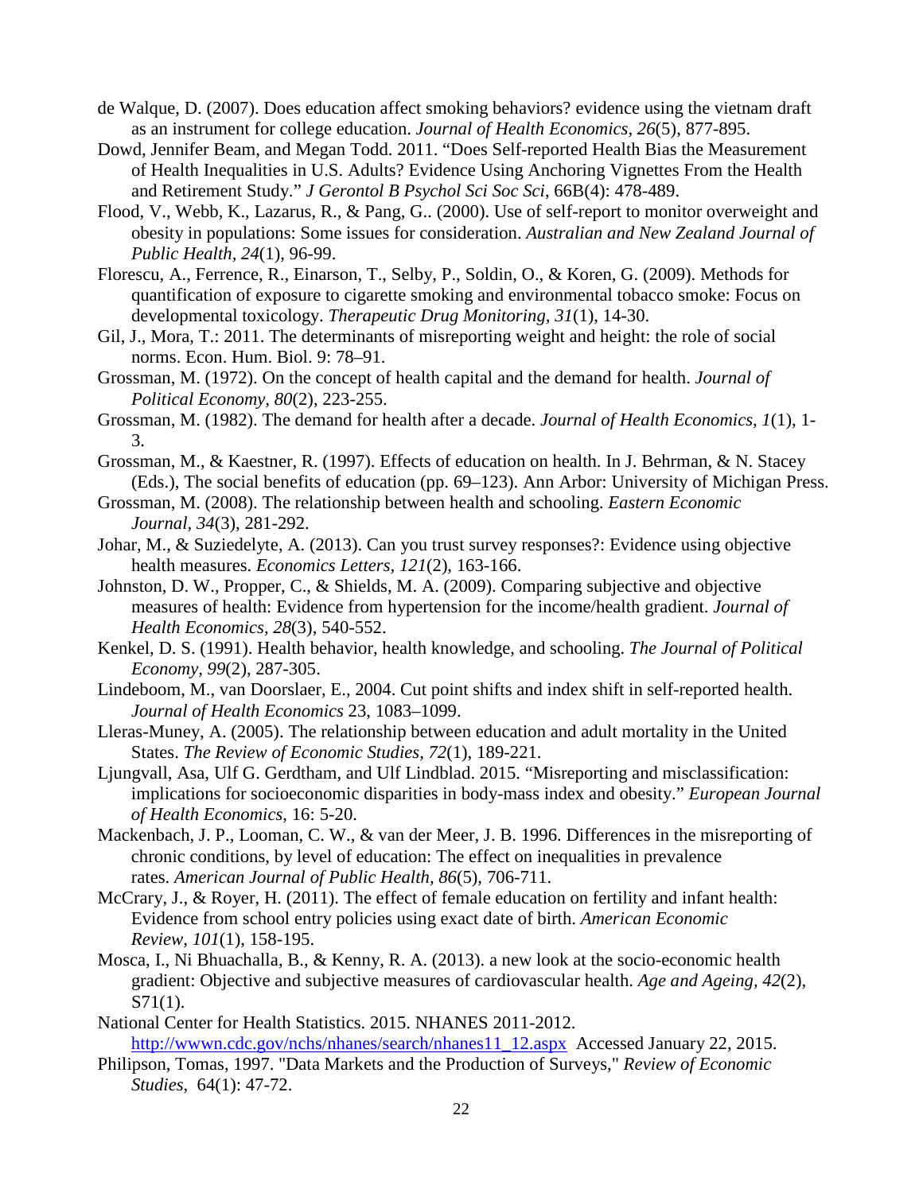de Walque, D. (2007). Does education affect smoking behaviors? evidence using the vietnam draft as an instrument for college education. *Journal of Health Economics, 26*(5), 877-895.

Dowd, Jennifer Beam, and Megan Todd. 2011. "Does Self-reported Health Bias the Measurement of Health Inequalities in U.S. Adults? Evidence Using Anchoring Vignettes From the Health and Retirement Study." *J Gerontol B Psychol Sci Soc Sci*, 66B(4): 478-489.

Flood, V., Webb, K., Lazarus, R., & Pang, G.. (2000). Use of self-report to monitor overweight and obesity in populations: Some issues for consideration. *Australian and New Zealand Journal of Public Health, 24*(1), 96-99.

Florescu, A., Ferrence, R., Einarson, T., Selby, P., Soldin, O., & Koren, G. (2009). Methods for quantification of exposure to cigarette smoking and environmental tobacco smoke: Focus on developmental toxicology. *Therapeutic Drug Monitoring, 31*(1), 14-30.

Gil, J., Mora, T.: 2011. The determinants of misreporting weight and height: the role of social norms. Econ. Hum. Biol. 9: 78–91.

Grossman, M. (1972). On the concept of health capital and the demand for health. *Journal of Political Economy, 80*(2), 223-255.

Grossman, M. (1982). The demand for health after a decade. *Journal of Health Economics, 1*(1), 1-3.

Grossman, M., & Kaestner, R. (1997). Effects of education on health. In J. Behrman, & N. Stacey (Eds.), The social benefits of education (pp. 69–123). Ann Arbor: University of Michigan Press.

Grossman, M. (2008). The relationship between health and schooling. *Eastern Economic Journal, 34*(3), 281-292.

Johar, M., & Suziedelyte, A. (2013). Can you trust survey responses?: Evidence using objective health measures. *Economics Letters, 121*(2), 163-166.

Johnston, D. W., Propper, C., & Shields, M. A. (2009). Comparing subjective and objective measures of health: Evidence from hypertension for the income/health gradient. *Journal of Health Economics, 28*(3), 540-552.

Kenkel, D. S. (1991). Health behavior, health knowledge, and schooling. *The Journal of Political Economy, 99*(2), 287-305.

Lindeboom, M., van Doorslaer, E., 2004. Cut point shifts and index shift in self-reported health. *Journal of Health Economics* 23, 1083–1099.

Lleras-Muney, A. (2005). The relationship between education and adult mortality in the United States. *The Review of Economic Studies, 72*(1), 189-221.

Ljungvall, Asa, Ulf G. Gerdtham, and Ulf Lindblad. 2015. "Misreporting and misclassification: implications for socioeconomic disparities in body-mass index and obesity." *European Journal of Health Economics*, 16: 5-20.

Mackenbach, J. P., Looman, C. W., & van der Meer, J. B. 1996. Differences in the misreporting of chronic conditions, by level of education: The effect on inequalities in prevalence rates. *American Journal of Public Health, 86*(5), 706-711.

McCrary, J., & Royer, H. (2011). The effect of female education on fertility and infant health: Evidence from school entry policies using exact date of birth. *American Economic Review, 101*(1), 158-195.

Mosca, I., Ni Bhuachalla, B., & Kenny, R. A. (2013). a new look at the socio-economic health gradient: Objective and subjective measures of cardiovascular health. *Age and Ageing, 42*(2), S71(1).

National Center for Health Statistics. 2015. NHANES 2011-2012. http://wwwn.cdc.gov/nchs/nhanes/search/nhanes11_12.aspx Accessed January 22, 2015.

Philipson, Tomas, 1997. "Data Markets and the Production of Surveys," *Review of Economic Studies*, 64(1): 47-72.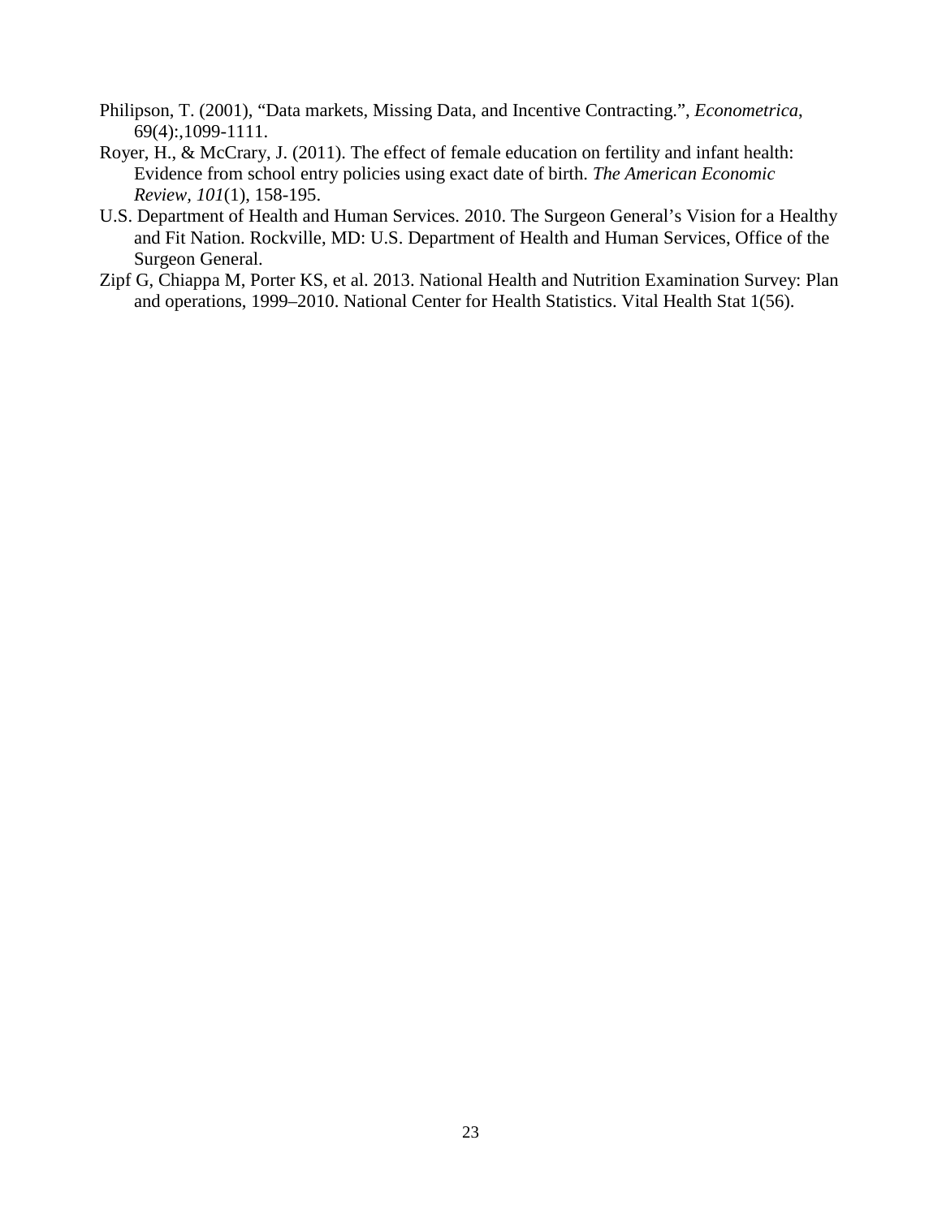Philipson, T. (2001), “Data markets, Missing Data, and Incentive Contracting.”, *Econometrica*, 69(4):,1099-1111.

Royer, H., & McCrary, J. (2011). The effect of female education on fertility and infant health: Evidence from school entry policies using exact date of birth. *The American Economic Review*, *101*(1), 158-195.

U.S. Department of Health and Human Services. 2010. The Surgeon General’s Vision for a Healthy and Fit Nation. Rockville, MD: U.S. Department of Health and Human Services, Office of the Surgeon General.

Zipf G, Chiappa M, Porter KS, et al. 2013. National Health and Nutrition Examination Survey: Plan and operations, 1999–2010. National Center for Health Statistics. Vital Health Stat 1(56).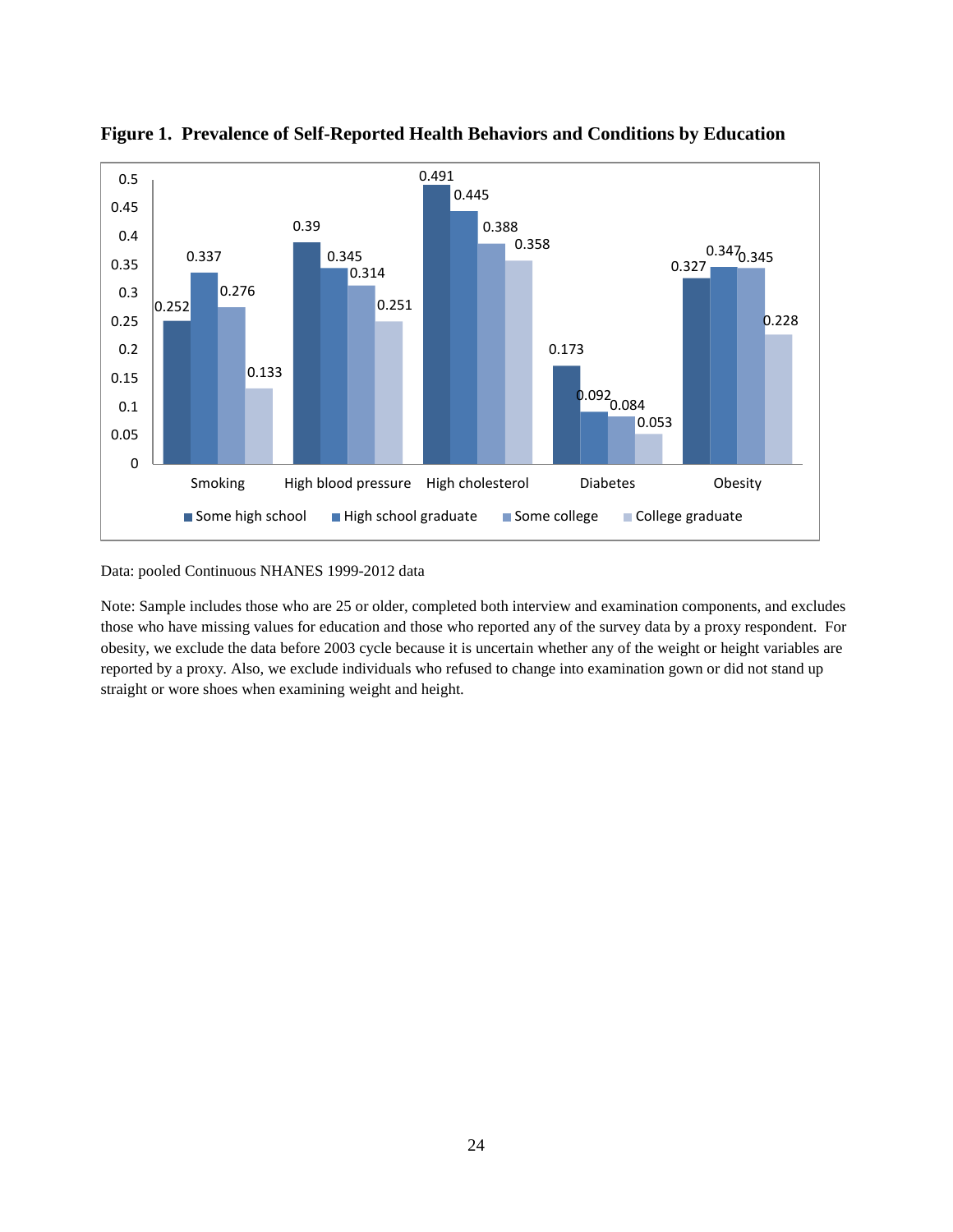**Figure 1. Prevalence of Self-Reported Health Behaviors and Conditions by Education**

| | Some high school | High school graduate | Some college | College graduate |
|---|---|---|---|---|
| Smoking | 0.252 | 0.337 | 0.276 | 0.133 |
| High blood pressure | 0.39 | 0.345 | 0.314 | 0.251 |
| High cholesterol | 0.491 | 0.445 | 0.388 | 0.358 |
| Diabetes | 0.173 | 0.092 | 0.084 | 0.053 |
| Obesity | 0.327 | 0.347 | 0.345 | 0.228 |

Data: pooled Continuous NHANES 1999-2012 data

Note: Sample includes those who are 25 or older, completed both interview and examination components, and excludes those who have missing values for education and those who reported any of the survey data by a proxy respondent. For obesity, we exclude the data before 2003 cycle because it is uncertain whether any of the weight or height variables are reported by a proxy. Also, we exclude individuals who refused to change into examination gown or did not stand up straight or wore shoes when examining weight and height.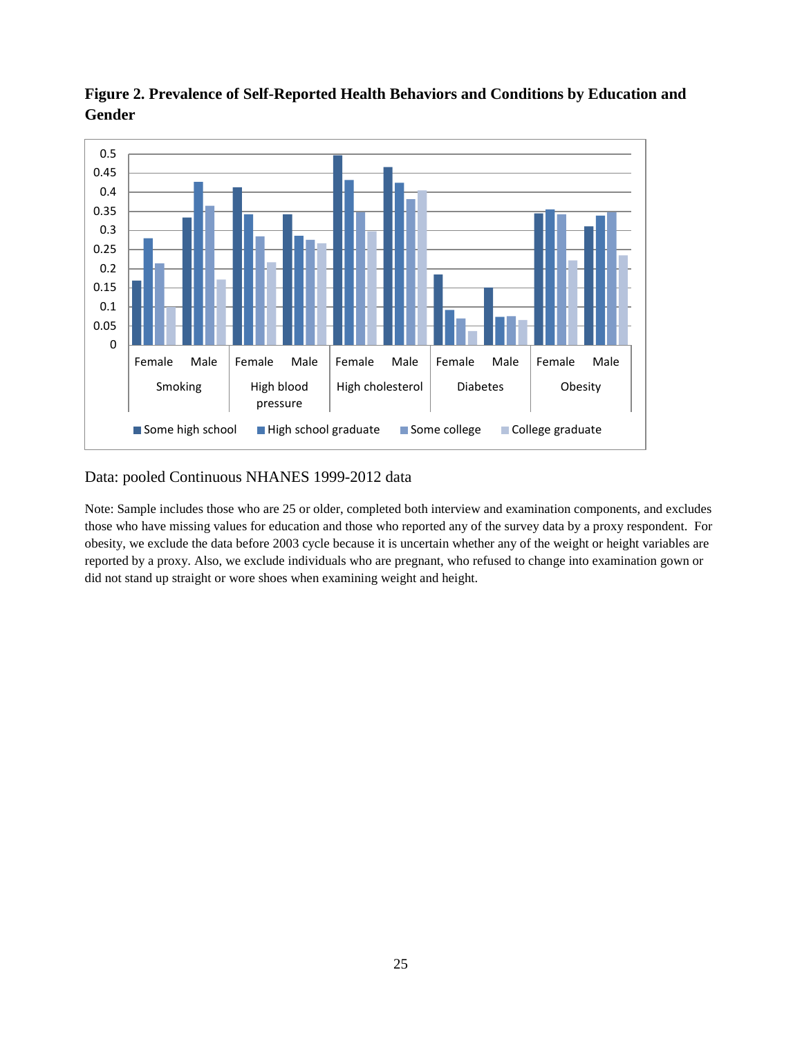**Figure 2. Prevalence of Self-Reported Health Behaviors and Conditions by Education and Gender**

Data: pooled Continuous NHANES 1999-2012 data

Note: Sample includes those who are 25 or older, completed both interview and examination components, and excludes those who have missing values for education and those who reported any of the survey data by a proxy respondent. For obesity, we exclude the data before 2003 cycle because it is uncertain whether any of the weight or height variables are reported by a proxy. Also, we exclude individuals who are pregnant, who refused to change into examination gown or did not stand up straight or wore shoes when examining weight and height.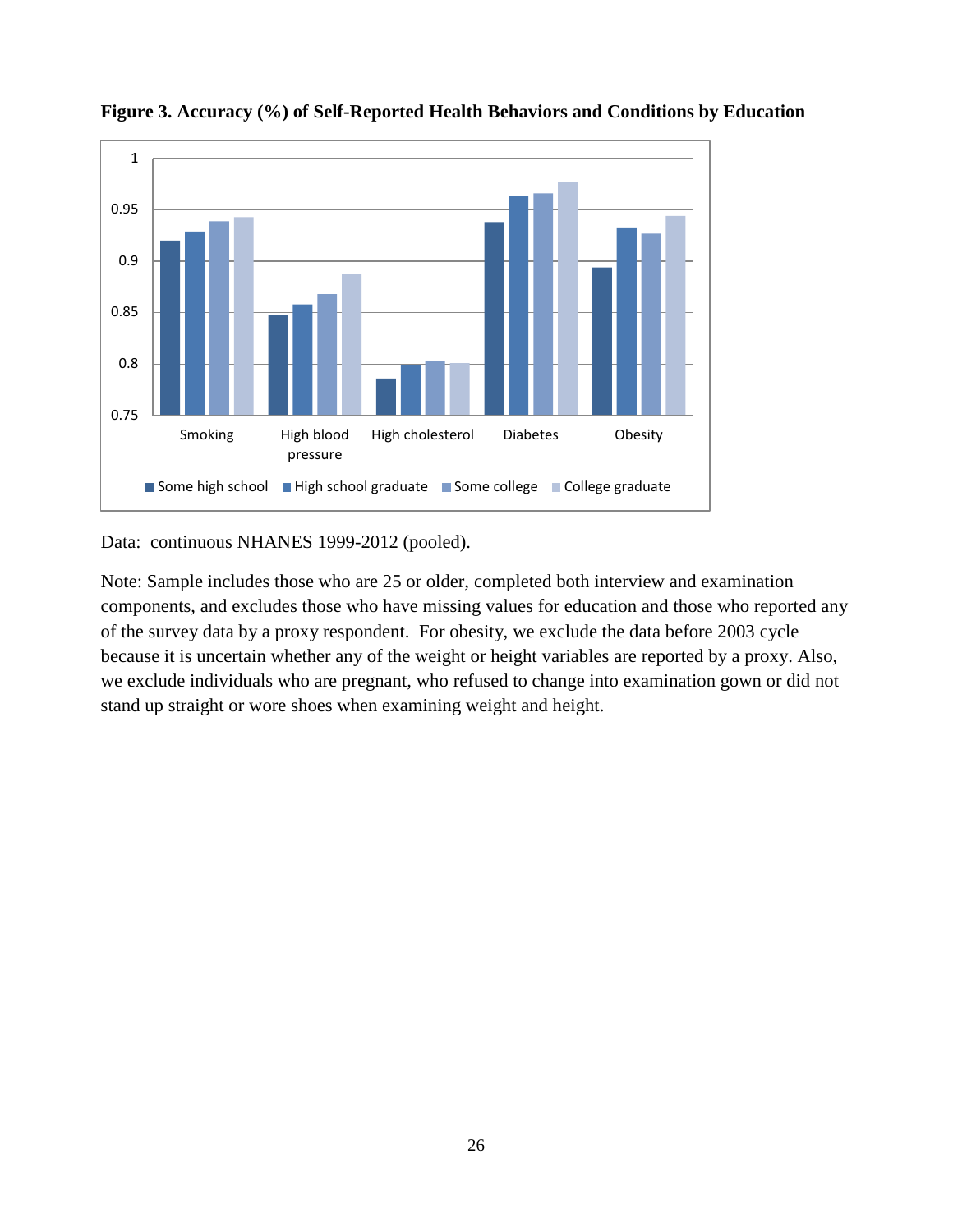**Figure 3. Accuracy (%) of Self-Reported Health Behaviors and Conditions by Education**

Data: continuous NHANES 1999-2012 (pooled).

Note: Sample includes those who are 25 or older, completed both interview and examination components, and excludes those who have missing values for education and those who reported any of the survey data by a proxy respondent. For obesity, we exclude the data before 2003 cycle because it is uncertain whether any of the weight or height variables are reported by a proxy. Also, we exclude individuals who are pregnant, who refused to change into examination gown or did not stand up straight or wore shoes when examining weight and height.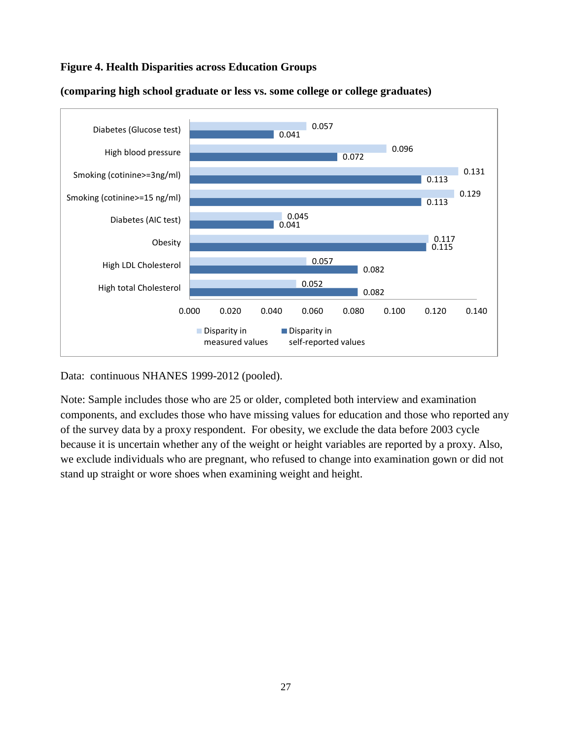**Figure 4. Health Disparities across Education Groups**

**(comparing high school graduate or less vs. some college or college graduates)**

| | Disparity in measured values | Disparity in self-reported values |
|---|---|---|
| Diabetes (Glucose test) | 0.057 | 0.041 |
| High blood pressure | 0.096 | 0.072 |
| Smoking (cotinine>=3ng/ml) | 0.131 | 0.113 |
| Smoking (cotinine>=15 ng/ml) | 0.129 | 0.113 |
| Diabetes (AIC test) | 0.045 | 0.041 |
| Obesity | 0.117 | 0.115 |
| High LDL Cholesterol | 0.057 | 0.082 |
| High total Cholesterol | 0.052 | 0.082 |

Data: continuous NHANES 1999-2012 (pooled).

Note: Sample includes those who are 25 or older, completed both interview and examination components, and excludes those who have missing values for education and those who reported any of the survey data by a proxy respondent. For obesity, we exclude the data before 2003 cycle because it is uncertain whether any of the weight or height variables are reported by a proxy. Also, we exclude individuals who are pregnant, who refused to change into examination gown or did not stand up straight or wore shoes when examining weight and height.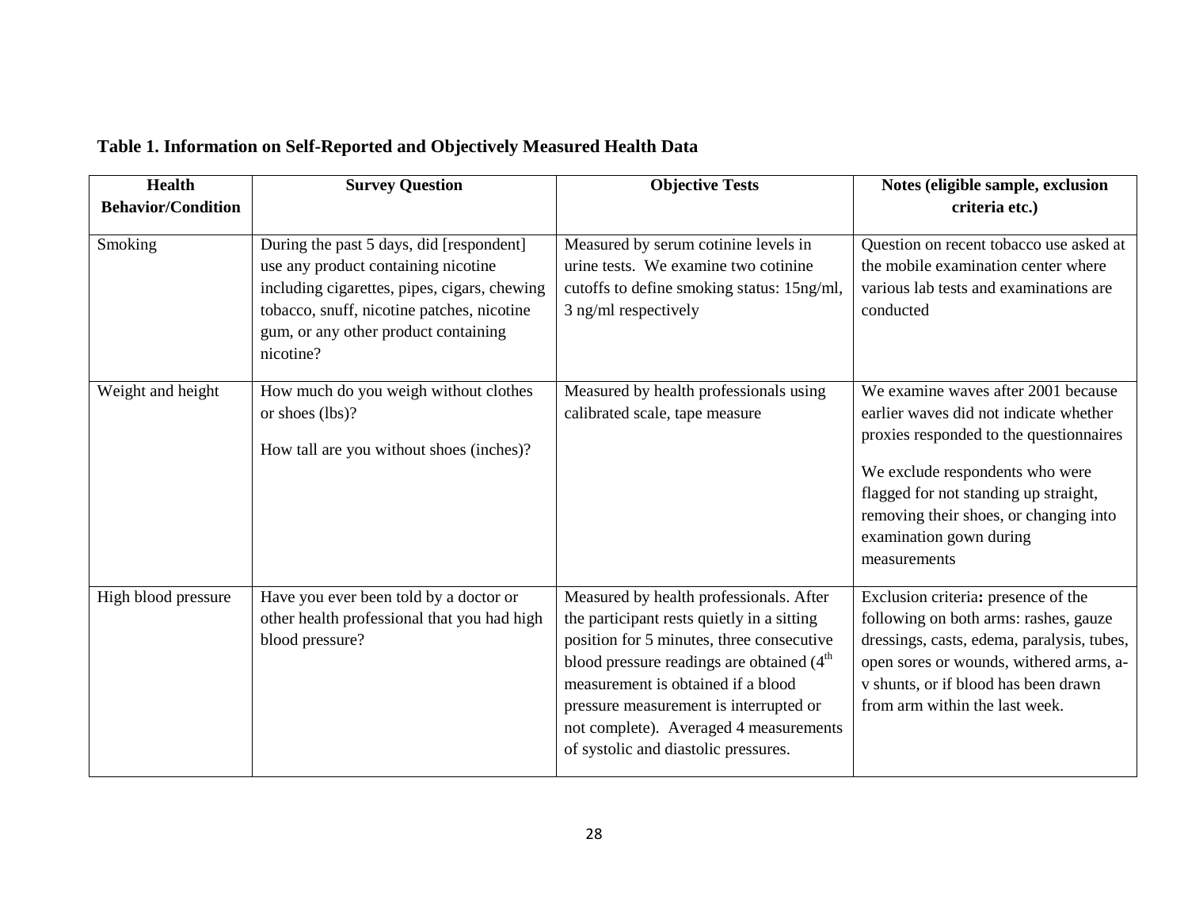**Table 1. Information on Self-Reported and Objectively Measured Health Data**

| Health Behavior/Condition | Survey Question | Objective Tests | Notes (eligible sample, exclusion criteria etc.) |
|---|---|---|---|
| Smoking | During the past 5 days, did [respondent] use any product containing nicotine including cigarettes, pipes, cigars, chewing tobacco, snuff, nicotine patches, nicotine gum, or any other product containing nicotine? | Measured by serum cotinine levels in urine tests. We examine two cotinine cutoffs to define smoking status: 15ng/ml, 3 ng/ml respectively | Question on recent tobacco use asked at the mobile examination center where various lab tests and examinations are conducted |
| Weight and height | How much do you weigh without clothes or shoes (lbs)?<br><br>How tall are you without shoes (inches)? | Measured by health professionals using calibrated scale, tape measure | We examine waves after 2001 because earlier waves did not indicate whether proxies responded to the questionnaires<br><br>We exclude respondents who were flagged for not standing up straight, removing their shoes, or changing into examination gown during measurements |
| High blood pressure | Have you ever been told by a doctor or other health professional that you had high blood pressure? | Measured by health professionals. After the participant rests quietly in a sitting position for 5 minutes, three consecutive blood pressure readings are obtained (4th measurement is obtained if a blood pressure measurement is interrupted or not complete). Averaged 4 measurements of systolic and diastolic pressures. | Exclusion criteria**:** presence of the following on both arms: rashes, gauze dressings, casts, edema, paralysis, tubes, open sores or wounds, withered arms, a-v shunts, or if blood has been drawn from arm within the last week. |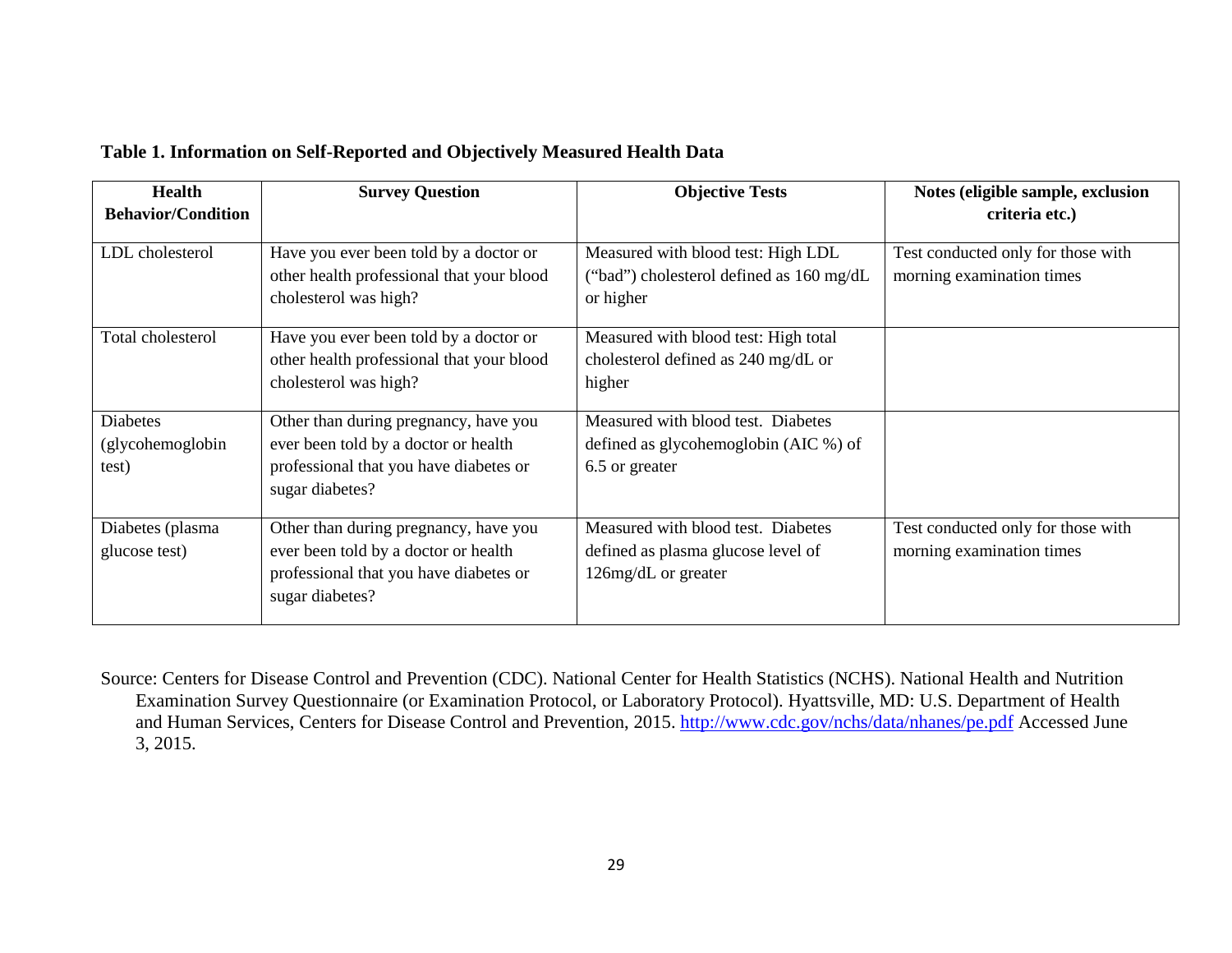**Table 1. Information on Self-Reported and Objectively Measured Health Data**

| Health Behavior/Condition | Survey Question | Objective Tests | Notes (eligible sample, exclusion criteria etc.) |
|---|---|---|---|
| LDL cholesterol | Have you ever been told by a doctor or other health professional that your blood cholesterol was high? | Measured with blood test: High LDL ("bad") cholesterol defined as 160 mg/dL or higher | Test conducted only for those with morning examination times |
| Total cholesterol | Have you ever been told by a doctor or other health professional that your blood cholesterol was high? | Measured with blood test: High total cholesterol defined as 240 mg/dL or higher | |
| Diabetes (glycohemoglobin test) | Other than during pregnancy, have you ever been told by a doctor or health professional that you have diabetes or sugar diabetes? | Measured with blood test. Diabetes defined as glycohemoglobin (AIC %) of 6.5 or greater | |
| Diabetes (plasma glucose test) | Other than during pregnancy, have you ever been told by a doctor or health professional that you have diabetes or sugar diabetes? | Measured with blood test. Diabetes defined as plasma glucose level of 126mg/dL or greater | Test conducted only for those with morning examination times |

Source: Centers for Disease Control and Prevention (CDC). National Center for Health Statistics (NCHS). National Health and Nutrition Examination Survey Questionnaire (or Examination Protocol, or Laboratory Protocol). Hyattsville, MD: U.S. Department of Health and Human Services, Centers for Disease Control and Prevention, 2015. http://www.cdc.gov/nchs/data/nhanes/pe.pdf Accessed June 3, 2015.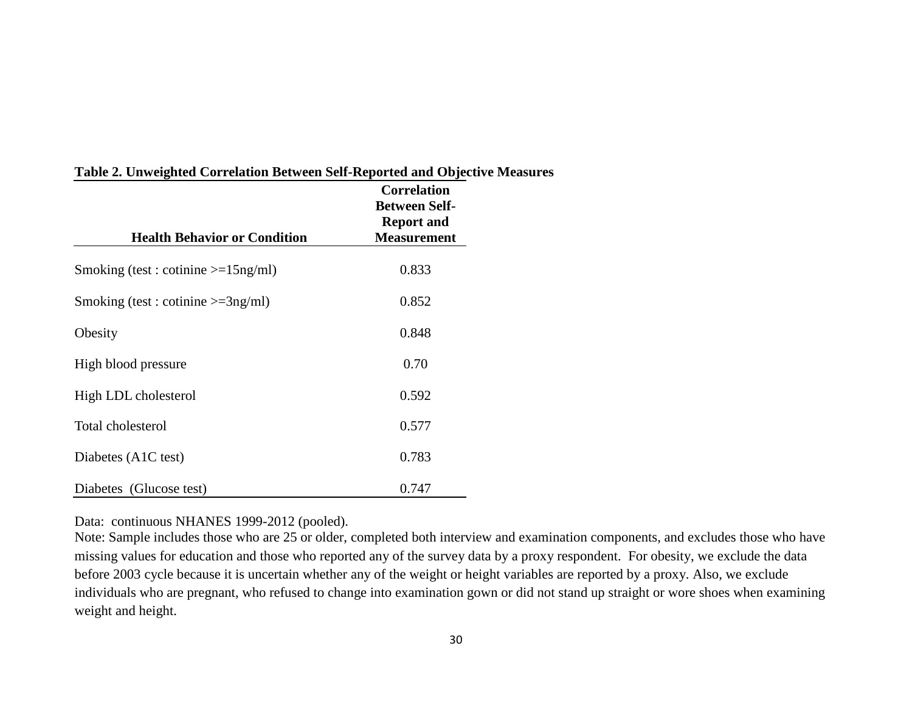**Table 2. Unweighted Correlation Between Self-Reported and Objective Measures**

| Health Behavior or Condition | Correlation Between Self-Report and Measurement |
|---|---|
| Smoking (test : cotinine >=15ng/ml) | 0.833 |
| Smoking (test : cotinine >=3ng/ml) | 0.852 |
| Obesity | 0.848 |
| High blood pressure | 0.70 |
| High LDL cholesterol | 0.592 |
| Total cholesterol | 0.577 |
| Diabetes (A1C test) | 0.783 |
| Diabetes (Glucose test) | 0.747 |

Data: continuous NHANES 1999-2012 (pooled).

Note: Sample includes those who are 25 or older, completed both interview and examination components, and excludes those who have missing values for education and those who reported any of the survey data by a proxy respondent. For obesity, we exclude the data before 2003 cycle because it is uncertain whether any of the weight or height variables are reported by a proxy. Also, we exclude individuals who are pregnant, who refused to change into examination gown or did not stand up straight or wore shoes when examining weight and height.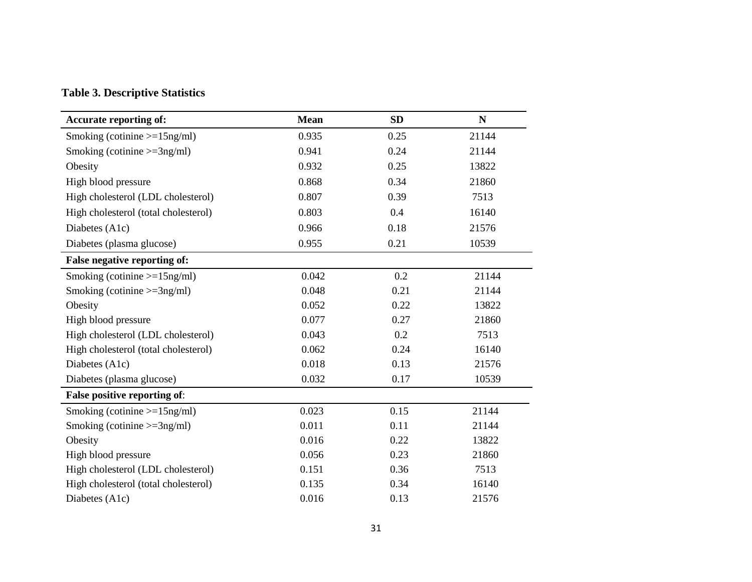**Table 3. Descriptive Statistics**

| Accurate reporting of: | Mean | SD | N |
|---|---|---|---|
| Smoking (cotinine >=15ng/ml) | 0.935 | 0.25 | 21144 |
| Smoking (cotinine >=3ng/ml) | 0.941 | 0.24 | 21144 |
| Obesity | 0.932 | 0.25 | 13822 |
| High blood pressure | 0.868 | 0.34 | 21860 |
| High cholesterol (LDL cholesterol) | 0.807 | 0.39 | 7513 |
| High cholesterol (total cholesterol) | 0.803 | 0.4 | 16140 |
| Diabetes (A1c) | 0.966 | 0.18 | 21576 |
| Diabetes (plasma glucose) | 0.955 | 0.21 | 10539 |
| **False negative reporting of:** | | | |
| Smoking (cotinine >=15ng/ml) | 0.042 | 0.2 | 21144 |
| Smoking (cotinine >=3ng/ml) | 0.048 | 0.21 | 21144 |
| Obesity | 0.052 | 0.22 | 13822 |
| High blood pressure | 0.077 | 0.27 | 21860 |
| High cholesterol (LDL cholesterol) | 0.043 | 0.2 | 7513 |
| High cholesterol (total cholesterol) | 0.062 | 0.24 | 16140 |
| Diabetes (A1c) | 0.018 | 0.13 | 21576 |
| Diabetes (plasma glucose) | 0.032 | 0.17 | 10539 |
| **False positive reporting of**: | | | |
| Smoking (cotinine >=15ng/ml) | 0.023 | 0.15 | 21144 |
| Smoking (cotinine >=3ng/ml) | 0.011 | 0.11 | 21144 |
| Obesity | 0.016 | 0.22 | 13822 |
| High blood pressure | 0.056 | 0.23 | 21860 |
| High cholesterol (LDL cholesterol) | 0.151 | 0.36 | 7513 |
| High cholesterol (total cholesterol) | 0.135 | 0.34 | 16140 |
| Diabetes (A1c) | 0.016 | 0.13 | 21576 |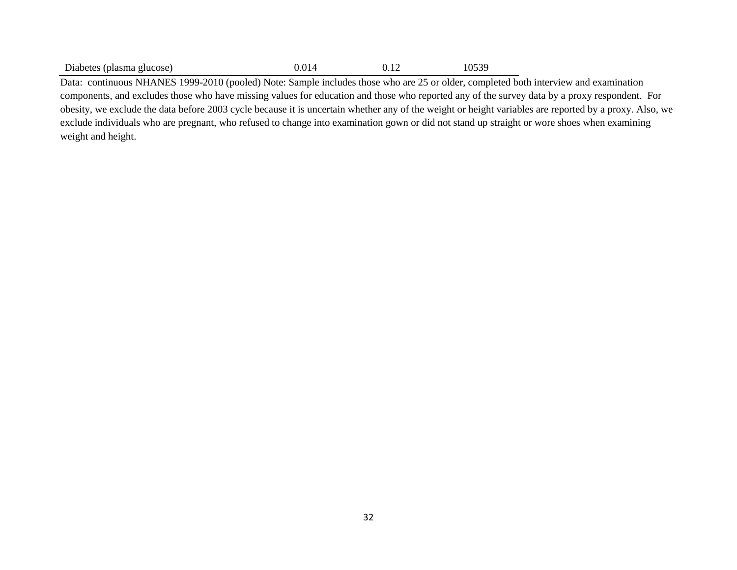| | | | |
|---|---|---|---|
| Diabetes (plasma glucose) | 0.014 | 0.12 | 10539 |

Data: continuous NHANES 1999-2010 (pooled) Note: Sample includes those who are 25 or older, completed both interview and examination components, and excludes those who have missing values for education and those who reported any of the survey data by a proxy respondent. For obesity, we exclude the data before 2003 cycle because it is uncertain whether any of the weight or height variables are reported by a proxy. Also, we exclude individuals who are pregnant, who refused to change into examination gown or did not stand up straight or wore shoes when examining weight and height.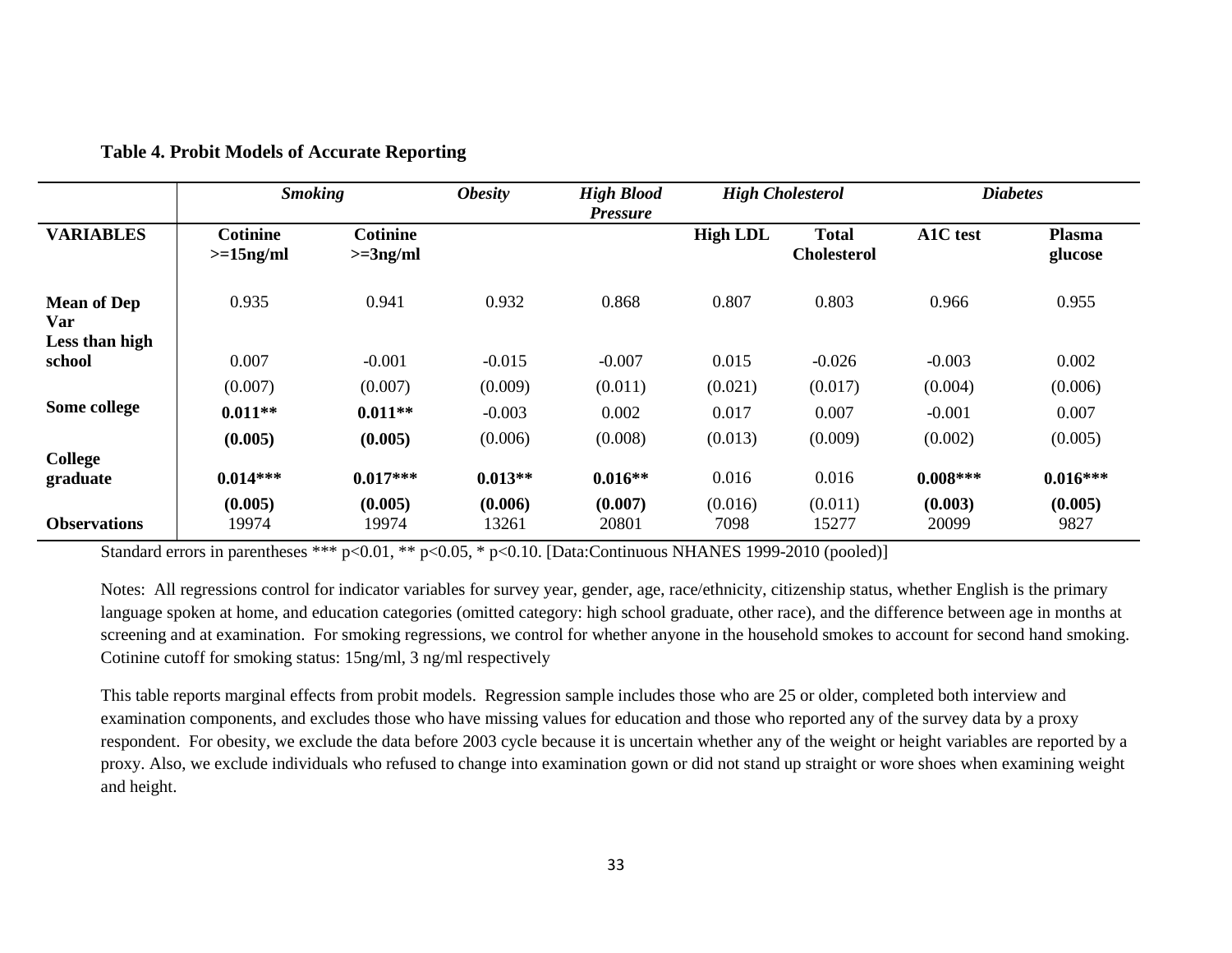**Table 4. Probit Models of Accurate Reporting**

| | *Smoking* | | *Obesity* | *High Blood Pressure* | *High Cholesterol* | | *Diabetes* | |
|---|---|---|---|---|---|---|---|---|
| **VARIABLES** | **Cotinine >=15ng/ml** | **Cotinine >=3ng/ml** | | | **High LDL** | **Total Cholesterol** | **A1C test** | **Plasma glucose** |
| **Mean of Dep Var** | 0.935 | 0.941 | 0.932 | 0.868 | 0.807 | 0.803 | 0.966 | 0.955 |
| **Less than high school** | 0.007 | -0.001 | -0.015 | -0.007 | 0.015 | -0.026 | -0.003 | 0.002 |
| | (0.007) | (0.007) | (0.009) | (0.011) | (0.021) | (0.017) | (0.004) | (0.006) |
| **Some college** | **0.011\*\*** | **0.011\*\*** | -0.003 | 0.002 | 0.017 | 0.007 | -0.001 | 0.007 |
| | **(0.005)** | **(0.005)** | (0.006) | (0.008) | (0.013) | (0.009) | (0.002) | (0.005) |
| **College graduate** | **0.014\*\*\*** | **0.017\*\*\*** | **0.013\*\*** | **0.016\*\*** | 0.016 | 0.016 | **0.008\*\*\*** | **0.016\*\*\*** |
| | **(0.005)** | **(0.005)** | **(0.006)** | **(0.007)** | (0.016) | (0.011) | **(0.003)** | **(0.005)** |
| **Observations** | 19974 | 19974 | 13261 | 20801 | 7098 | 15277 | 20099 | 9827 |

Standard errors in parentheses *** p<0.01, ** p<0.05, * p<0.10. [Data:Continuous NHANES 1999-2010 (pooled)]

Notes: All regressions control for indicator variables for survey year, gender, age, race/ethnicity, citizenship status, whether English is the primary language spoken at home, and education categories (omitted category: high school graduate, other race), and the difference between age in months at screening and at examination. For smoking regressions, we control for whether anyone in the household smokes to account for second hand smoking. Cotinine cutoff for smoking status: 15ng/ml, 3 ng/ml respectively

This table reports marginal effects from probit models. Regression sample includes those who are 25 or older, completed both interview and examination components, and excludes those who have missing values for education and those who reported any of the survey data by a proxy respondent. For obesity, we exclude the data before 2003 cycle because it is uncertain whether any of the weight or height variables are reported by a proxy. Also, we exclude individuals who refused to change into examination gown or did not stand up straight or wore shoes when examining weight and height.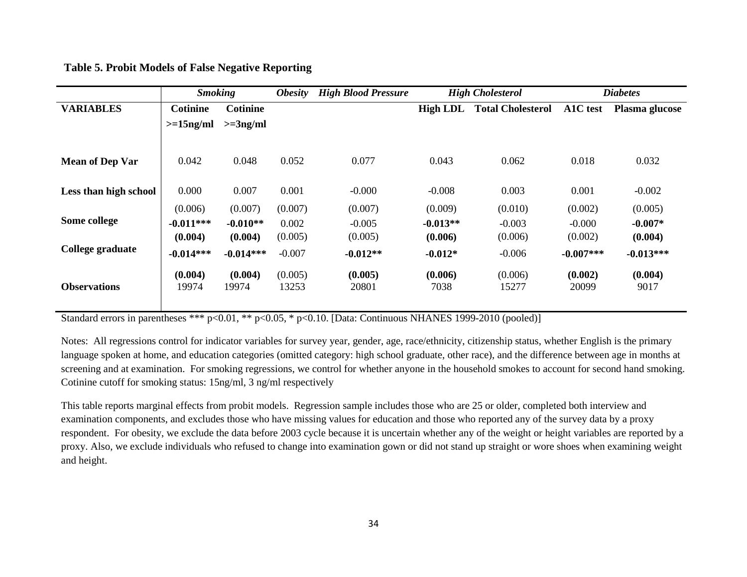**Table 5. Probit Models of False Negative Reporting**

| | *Smoking* | | *Obesity* | *High Blood Pressure* | *High Cholesterol* | | *Diabetes* | |
|---|---|---|---|---|---|---|---|---|
| **VARIABLES** | **Cotinine >=15ng/ml** | **Cotinine >=3ng/ml** | | | **High LDL** | **Total Cholesterol** | **A1C test** | **Plasma glucose** |
| **Mean of Dep Var** | 0.042 | 0.048 | 0.052 | 0.077 | 0.043 | 0.062 | 0.018 | 0.032 |
| **Less than high school** | 0.000 | 0.007 | 0.001 | -0.000 | -0.008 | 0.003 | 0.001 | -0.002 |
| | (0.006) | (0.007) | (0.007) | (0.007) | (0.009) | (0.010) | (0.002) | (0.005) |
| **Some college** | **-0.011*** ** | **-0.010** ** | 0.002 | -0.005 | **-0.013** ** | -0.003 | -0.000 | **-0.007*** |
| | **(0.004)** | **(0.004)** | (0.005) | (0.005) | **(0.006)** | (0.006) | (0.002) | **(0.004)** |
| **College graduate** | **-0.014*** ** | **-0.014*** ** | -0.007 | **-0.012** ** | **-0.012*** | -0.006 | **-0.007*** ** | **-0.013*** ** |
| | **(0.004)** | **(0.004)** | (0.005) | **(0.005)** | **(0.006)** | (0.006) | **(0.002)** | **(0.004)** |
| **Observations** | 19974 | 19974 | 13253 | 20801 | 7038 | 15277 | 20099 | 9017 |

Standard errors in parentheses *** p<0.01, ** p<0.05, * p<0.10. [Data: Continuous NHANES 1999-2010 (pooled)]

Notes: All regressions control for indicator variables for survey year, gender, age, race/ethnicity, citizenship status, whether English is the primary language spoken at home, and education categories (omitted category: high school graduate, other race), and the difference between age in months at screening and at examination. For smoking regressions, we control for whether anyone in the household smokes to account for second hand smoking. Cotinine cutoff for smoking status: 15ng/ml, 3 ng/ml respectively

This table reports marginal effects from probit models. Regression sample includes those who are 25 or older, completed both interview and examination components, and excludes those who have missing values for education and those who reported any of the survey data by a proxy respondent. For obesity, we exclude the data before 2003 cycle because it is uncertain whether any of the weight or height variables are reported by a proxy. Also, we exclude individuals who refused to change into examination gown or did not stand up straight or wore shoes when examining weight and height.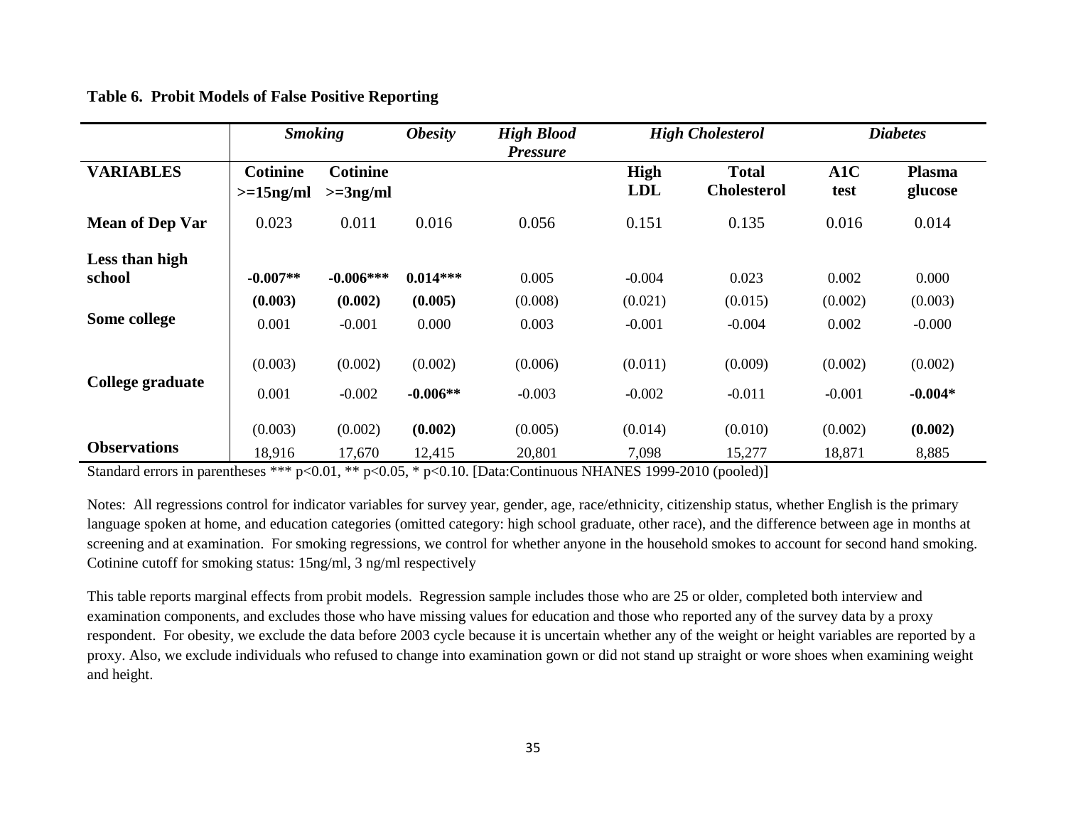**Table 6. Probit Models of False Positive Reporting**

| | *Smoking* | | *Obesity* | *High Blood Pressure* | *High Cholesterol* | | *Diabetes* | |
|---|---|---|---|---|---|---|---|---|
| **VARIABLES** | **Cotinine >=15ng/ml** | **Cotinine >=3ng/ml** | | | **High LDL** | **Total Cholesterol** | **A1C test** | **Plasma glucose** |
| **Mean of Dep Var** | 0.023 | 0.011 | 0.016 | 0.056 | 0.151 | 0.135 | 0.016 | 0.014 |
| **Less than high school** | **-0.007\*\*** | **-0.006\*\*\*** | **0.014\*\*\*** | 0.005 | -0.004 | 0.023 | 0.002 | 0.000 |
| | **(0.003)** | **(0.002)** | **(0.005)** | (0.008) | (0.021) | (0.015) | (0.002) | (0.003) |
| **Some college** | 0.001 | -0.001 | 0.000 | 0.003 | -0.001 | -0.004 | 0.002 | -0.000 |
| | (0.003) | (0.002) | (0.002) | (0.006) | (0.011) | (0.009) | (0.002) | (0.002) |
| **College graduate** | 0.001 | -0.002 | **-0.006\*\*** | -0.003 | -0.002 | -0.011 | -0.001 | **-0.004\*** |
| | (0.003) | (0.002) | **(0.002)** | (0.005) | (0.014) | (0.010) | (0.002) | **(0.002)** |
| **Observations** | 18,916 | 17,670 | 12,415 | 20,801 | 7,098 | 15,277 | 18,871 | 8,885 |

Standard errors in parentheses *** p<0.01, ** p<0.05, * p<0.10. [Data:Continuous NHANES 1999-2010 (pooled)]

Notes: All regressions control for indicator variables for survey year, gender, age, race/ethnicity, citizenship status, whether English is the primary language spoken at home, and education categories (omitted category: high school graduate, other race), and the difference between age in months at screening and at examination. For smoking regressions, we control for whether anyone in the household smokes to account for second hand smoking. Cotinine cutoff for smoking status: 15ng/ml, 3 ng/ml respectively

This table reports marginal effects from probit models. Regression sample includes those who are 25 or older, completed both interview and examination components, and excludes those who have missing values for education and those who reported any of the survey data by a proxy respondent. For obesity, we exclude the data before 2003 cycle because it is uncertain whether any of the weight or height variables are reported by a proxy. Also, we exclude individuals who refused to change into examination gown or did not stand up straight or wore shoes when examining weight and height.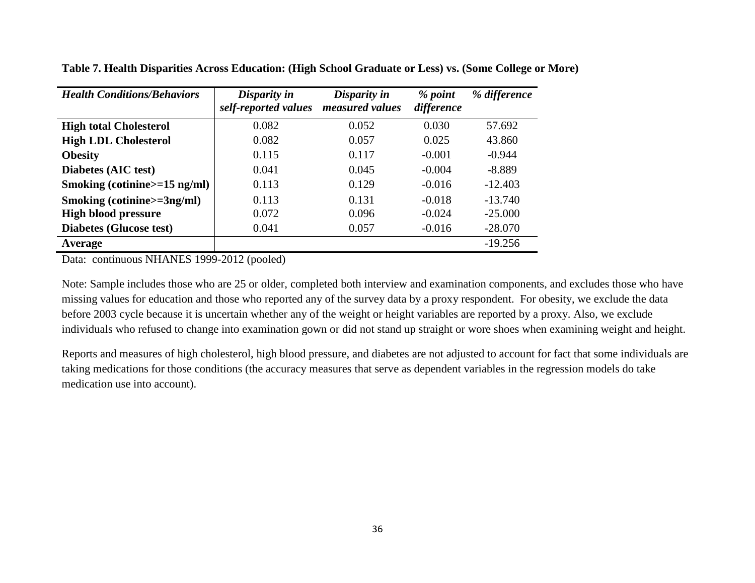**Table 7. Health Disparities Across Education: (High School Graduate or Less) vs. (Some College or More)**

| *Health Conditions/Behaviors* | *Disparity in self-reported values* | *Disparity in measured values* | *% point difference* | *% difference* |
|---|---|---|---|---|
| **High total Cholesterol** | 0.082 | 0.052 | 0.030 | 57.692 |
| **High LDL Cholesterol** | 0.082 | 0.057 | 0.025 | 43.860 |
| **Obesity** | 0.115 | 0.117 | -0.001 | -0.944 |
| **Diabetes (AIC test)** | 0.041 | 0.045 | -0.004 | -8.889 |
| **Smoking (cotinine>=15 ng/ml)** | 0.113 | 0.129 | -0.016 | -12.403 |
| **Smoking (cotinine>=3ng/ml)** | 0.113 | 0.131 | -0.018 | -13.740 |
| **High blood pressure** | 0.072 | 0.096 | -0.024 | -25.000 |
| **Diabetes (Glucose test)** | 0.041 | 0.057 | -0.016 | -28.070 |
| **Average** | | | | -19.256 |

Data: continuous NHANES 1999-2012 (pooled)

Note: Sample includes those who are 25 or older, completed both interview and examination components, and excludes those who have missing values for education and those who reported any of the survey data by a proxy respondent. For obesity, we exclude the data before 2003 cycle because it is uncertain whether any of the weight or height variables are reported by a proxy. Also, we exclude individuals who refused to change into examination gown or did not stand up straight or wore shoes when examining weight and height.

Reports and measures of high cholesterol, high blood pressure, and diabetes are not adjusted to account for fact that some individuals are taking medications for those conditions (the accuracy measures that serve as dependent variables in the regression models do take medication use into account).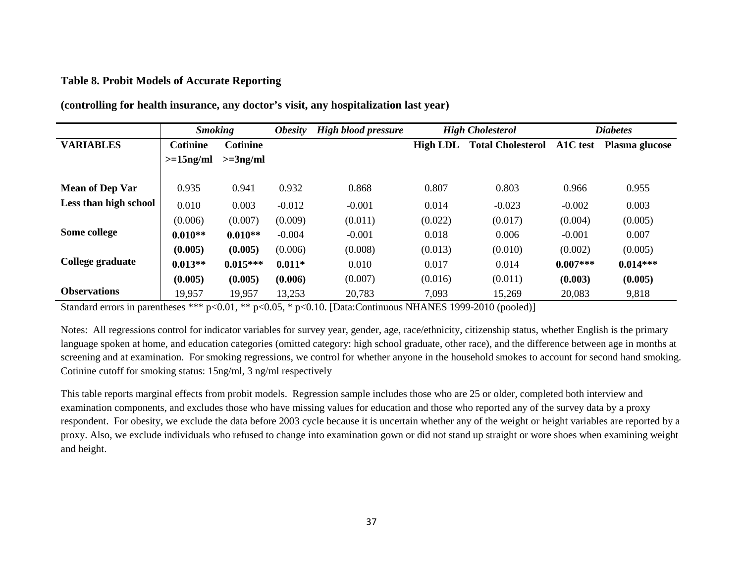**Table 8. Probit Models of Accurate Reporting**

**(controlling for health insurance, any doctor's visit, any hospitalization last year)**

| | *Smoking* | | *Obesity* | *High blood pressure* | *High Cholesterol* | | *Diabetes* | |
|---|---|---|---|---|---|---|---|---|
| **VARIABLES** | **Cotinine >=15ng/ml** | **Cotinine >=3ng/ml** | | | **High LDL** | **Total Cholesterol** | **A1C test** | **Plasma glucose** |
| **Mean of Dep Var** | 0.935 | 0.941 | 0.932 | 0.868 | 0.807 | 0.803 | 0.966 | 0.955 |
| **Less than high school** | 0.010 | 0.003 | -0.012 | -0.001 | 0.014 | -0.023 | -0.002 | 0.003 |
| | (0.006) | (0.007) | (0.009) | (0.011) | (0.022) | (0.017) | (0.004) | (0.005) |
| **Some college** | **0.010**** | **0.010**** | -0.004 | -0.001 | 0.018 | 0.006 | -0.001 | 0.007 |
| | **(0.005)** | **(0.005)** | (0.006) | (0.008) | (0.013) | (0.010) | (0.002) | (0.005) |
| **College graduate** | **0.013**** | **0.015***** | **0.011*** | 0.010 | 0.017 | 0.014 | **0.007***** | **0.014***** |
| | **(0.005)** | **(0.005)** | **(0.006)** | (0.007) | (0.016) | (0.011) | **(0.003)** | **(0.005)** |
| **Observations** | 19,957 | 19,957 | 13,253 | 20,783 | 7,093 | 15,269 | 20,083 | 9,818 |

Standard errors in parentheses *** p<0.01, ** p<0.05, * p<0.10. [Data:Continuous NHANES 1999-2010 (pooled)]

Notes: All regressions control for indicator variables for survey year, gender, age, race/ethnicity, citizenship status, whether English is the primary language spoken at home, and education categories (omitted category: high school graduate, other race), and the difference between age in months at screening and at examination. For smoking regressions, we control for whether anyone in the household smokes to account for second hand smoking. Cotinine cutoff for smoking status: 15ng/ml, 3 ng/ml respectively

This table reports marginal effects from probit models. Regression sample includes those who are 25 or older, completed both interview and examination components, and excludes those who have missing values for education and those who reported any of the survey data by a proxy respondent. For obesity, we exclude the data before 2003 cycle because it is uncertain whether any of the weight or height variables are reported by a proxy. Also, we exclude individuals who refused to change into examination gown or did not stand up straight or wore shoes when examining weight and height.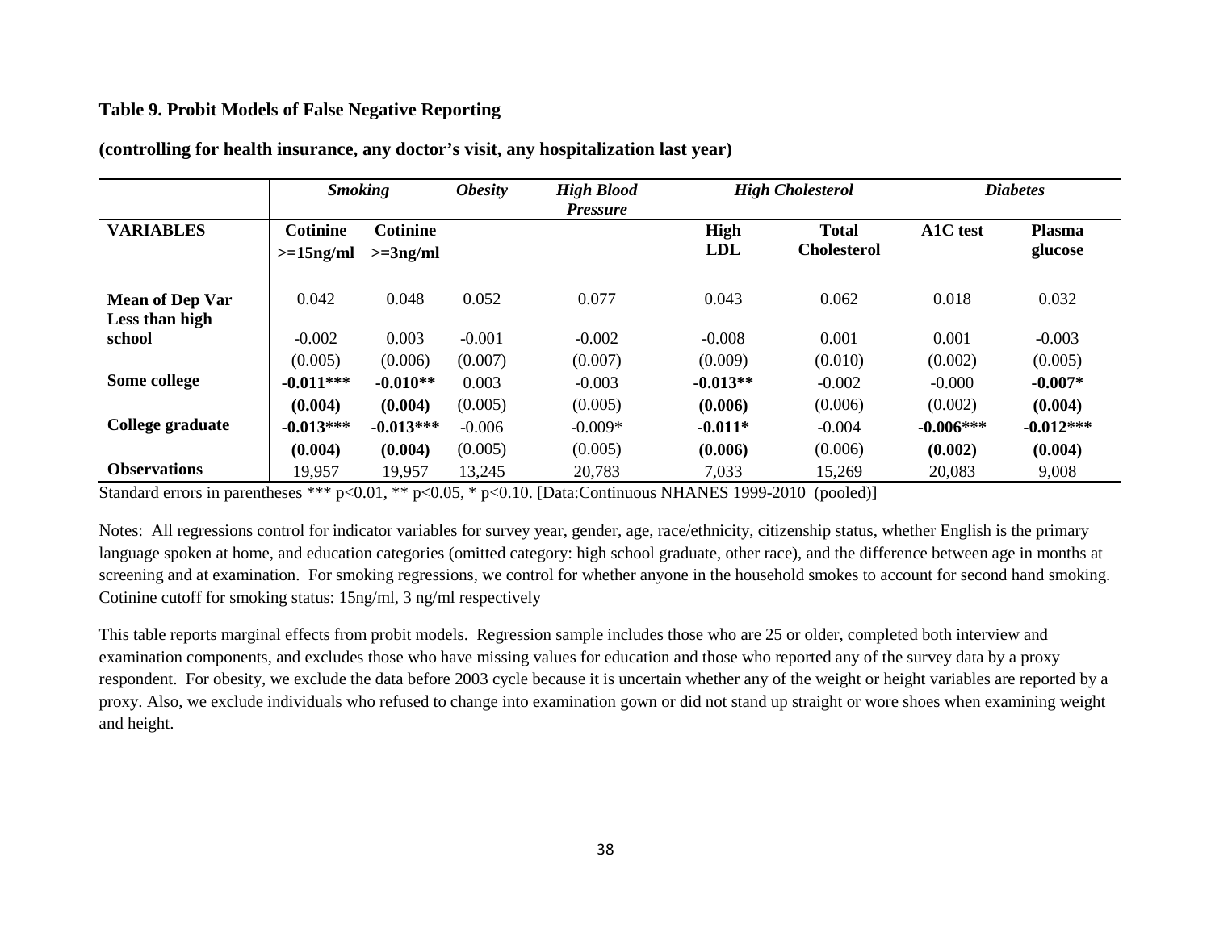**Table 9. Probit Models of False Negative Reporting**

**(controlling for health insurance, any doctor's visit, any hospitalization last year)**

| | *Smoking* | | *Obesity* | *High Blood Pressure* | *High Cholesterol* | | *Diabetes* | |
|---|---|---|---|---|---|---|---|---|
| **VARIABLES** | **Cotinine >=15ng/ml** | **Cotinine >=3ng/ml** | | | **High LDL** | **Total Cholesterol** | **A1C test** | **Plasma glucose** |
| **Mean of Dep Var** | 0.042 | 0.048 | 0.052 | 0.077 | 0.043 | 0.062 | 0.018 | 0.032 |
| **Less than high school** | -0.002 | 0.003 | -0.001 | -0.002 | -0.008 | 0.001 | 0.001 | -0.003 |
| | (0.005) | (0.006) | (0.007) | (0.007) | (0.009) | (0.010) | (0.002) | (0.005) |
| **Some college** | **-0.011*** ** | **-0.010** ** | 0.003 | -0.003 | **-0.013** ** | -0.002 | -0.000 | **-0.007* ** |
| | **(0.004)** | **(0.004)** | (0.005) | (0.005) | **(0.006)** | (0.006) | (0.002) | **(0.004)** |
| **College graduate** | **-0.013*** ** | **-0.013*** ** | -0.006 | -0.009* | **-0.011* ** | -0.004 | **-0.006*** ** | **-0.012*** ** |
| | **(0.004)** | **(0.004)** | (0.005) | (0.005) | **(0.006)** | (0.006) | **(0.002)** | **(0.004)** |
| **Observations** | 19,957 | 19,957 | 13,245 | 20,783 | 7,033 | 15,269 | 20,083 | 9,008 |

Standard errors in parentheses *** p<0.01, ** p<0.05, * p<0.10. [Data:Continuous NHANES 1999-2010 (pooled)]

Notes: All regressions control for indicator variables for survey year, gender, age, race/ethnicity, citizenship status, whether English is the primary language spoken at home, and education categories (omitted category: high school graduate, other race), and the difference between age in months at screening and at examination. For smoking regressions, we control for whether anyone in the household smokes to account for second hand smoking. Cotinine cutoff for smoking status: 15ng/ml, 3 ng/ml respectively

This table reports marginal effects from probit models. Regression sample includes those who are 25 or older, completed both interview and examination components, and excludes those who have missing values for education and those who reported any of the survey data by a proxy respondent. For obesity, we exclude the data before 2003 cycle because it is uncertain whether any of the weight or height variables are reported by a proxy. Also, we exclude individuals who refused to change into examination gown or did not stand up straight or wore shoes when examining weight and height.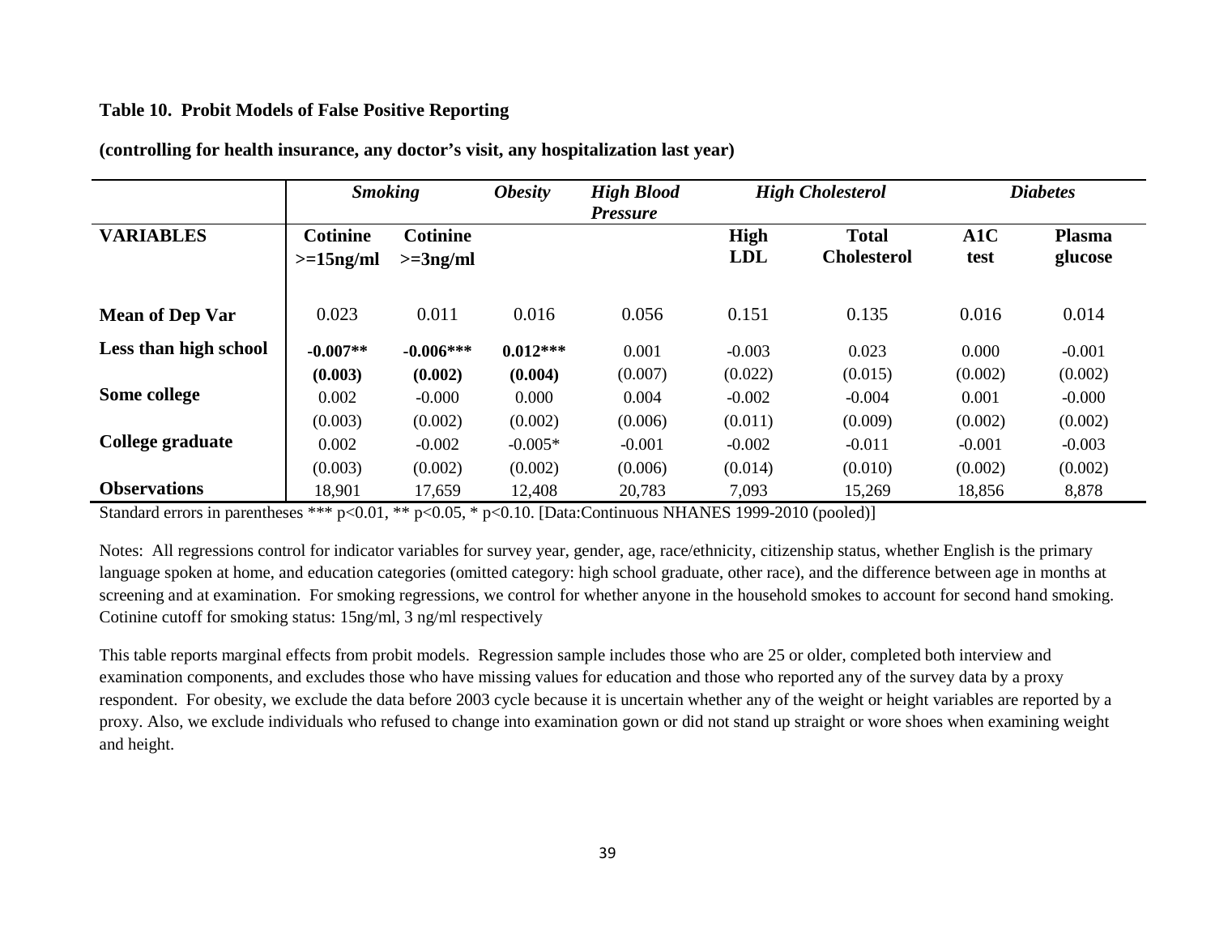**Table 10. Probit Models of False Positive Reporting**

**(controlling for health insurance, any doctor's visit, any hospitalization last year)**

| | ***Smoking*** | | ***Obesity*** | ***High Blood Pressure*** | ***High Cholesterol*** | | ***Diabetes*** | |
|---|---|---|---|---|---|---|---|---|
| **VARIABLES** | **Cotinine >=15ng/ml** | **Cotinine >=3ng/ml** | | | **High LDL** | **Total Cholesterol** | **A1C test** | **Plasma glucose** |
| **Mean of Dep Var** | 0.023 | 0.011 | 0.016 | 0.056 | 0.151 | 0.135 | 0.016 | 0.014 |
| **Less than high school** | **-0.007\*\*** | **-0.006\*\*\*** | **0.012\*\*\*** | 0.001 | -0.003 | 0.023 | 0.000 | -0.001 |
| | **(0.003)** | **(0.002)** | **(0.004)** | (0.007) | (0.022) | (0.015) | (0.002) | (0.002) |
| **Some college** | 0.002 | -0.000 | 0.000 | 0.004 | -0.002 | -0.004 | 0.001 | -0.000 |
| | (0.003) | (0.002) | (0.002) | (0.006) | (0.011) | (0.009) | (0.002) | (0.002) |
| **College graduate** | 0.002 | -0.002 | -0.005\* | -0.001 | -0.002 | -0.011 | -0.001 | -0.003 |
| | (0.003) | (0.002) | (0.002) | (0.006) | (0.014) | (0.010) | (0.002) | (0.002) |
| **Observations** | 18,901 | 17,659 | 12,408 | 20,783 | 7,093 | 15,269 | 18,856 | 8,878 |

Standard errors in parentheses *** p<0.01, ** p<0.05, * p<0.10. [Data:Continuous NHANES 1999-2010 (pooled)]

Notes: All regressions control for indicator variables for survey year, gender, age, race/ethnicity, citizenship status, whether English is the primary language spoken at home, and education categories (omitted category: high school graduate, other race), and the difference between age in months at screening and at examination. For smoking regressions, we control for whether anyone in the household smokes to account for second hand smoking. Cotinine cutoff for smoking status: 15ng/ml, 3 ng/ml respectively

This table reports marginal effects from probit models. Regression sample includes those who are 25 or older, completed both interview and examination components, and excludes those who have missing values for education and those who reported any of the survey data by a proxy respondent. For obesity, we exclude the data before 2003 cycle because it is uncertain whether any of the weight or height variables are reported by a proxy. Also, we exclude individuals who refused to change into examination gown or did not stand up straight or wore shoes when examining weight and height.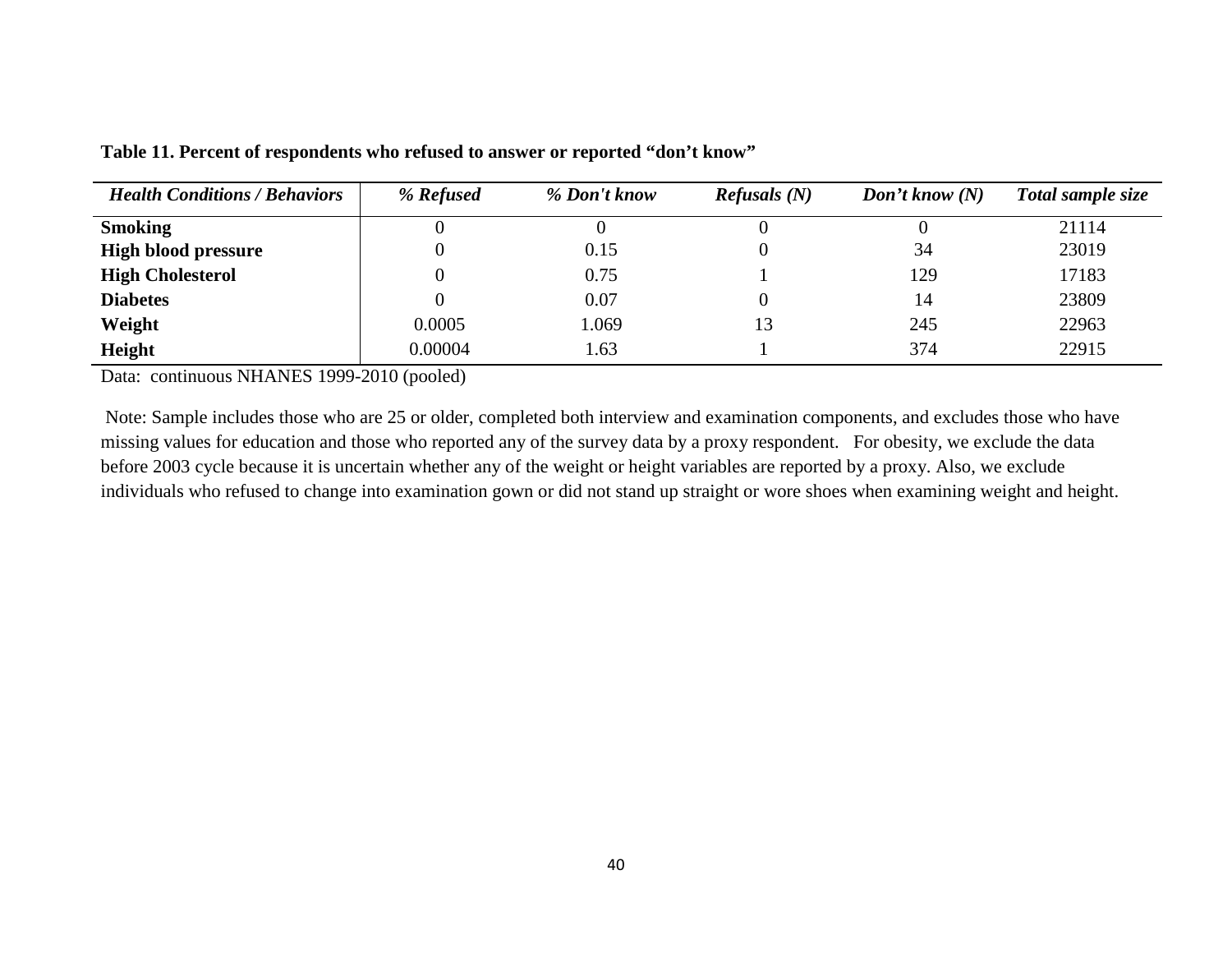**Table 11. Percent of respondents who refused to answer or reported "don't know"**

| *Health Conditions / Behaviors* | *% Refused* | *% Don't know* | *Refusals (N)* | *Don't know (N)* | *Total sample size* |
|---|---|---|---|---|---|
| **Smoking** | 0 | 0 | 0 | 0 | 21114 |
| **High blood pressure** | 0 | 0.15 | 0 | 34 | 23019 |
| **High Cholesterol** | 0 | 0.75 | 1 | 129 | 17183 |
| **Diabetes** | 0 | 0.07 | 0 | 14 | 23809 |
| **Weight** | 0.0005 | 1.069 | 13 | 245 | 22963 |
| **Height** | 0.00004 | 1.63 | 1 | 374 | 22915 |

Data: continuous NHANES 1999-2010 (pooled)

Note: Sample includes those who are 25 or older, completed both interview and examination components, and excludes those who have missing values for education and those who reported any of the survey data by a proxy respondent. For obesity, we exclude the data before 2003 cycle because it is uncertain whether any of the weight or height variables are reported by a proxy. Also, we exclude individuals who refused to change into examination gown or did not stand up straight or wore shoes when examining weight and height.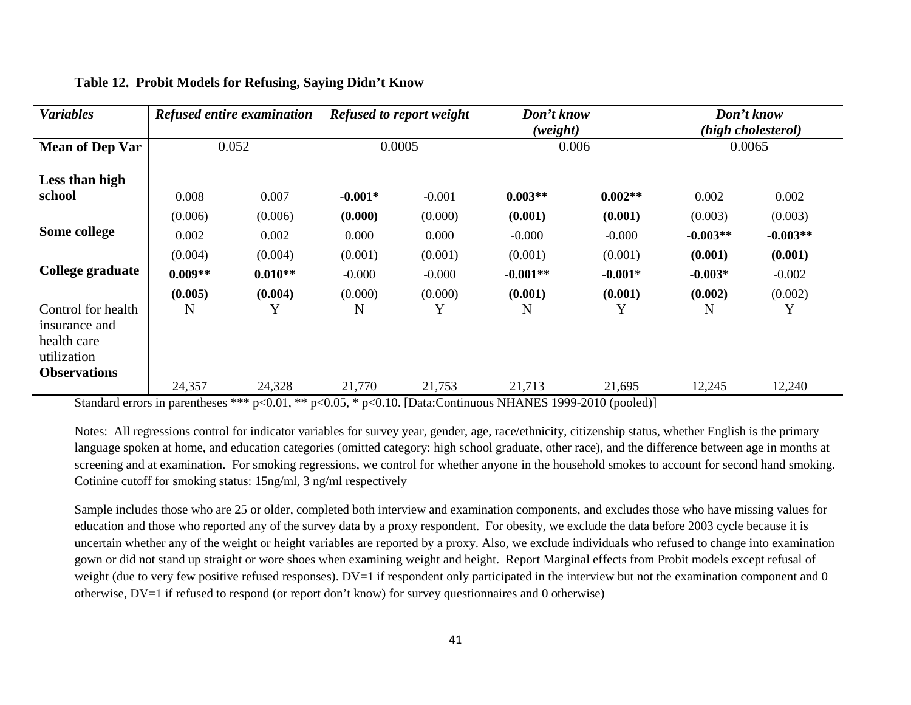**Table 12. Probit Models for Refusing, Saying Didn't Know**

| *Variables* | *Refused entire examination* | | *Refused to report weight* | | *Don't know (weight)* | | *Don't know (high cholesterol)* | |
|---|---|---|---|---|---|---|---|---|
| **Mean of Dep Var** | 0.052 | | 0.0005 | | 0.006 | | 0.0065 | |
| **Less than high school** | 0.008 | 0.007 | **-0.001*** | -0.001 | **0.003**** | **0.002**** | 0.002 | 0.002 |
| | (0.006) | (0.006) | **(0.000)** | (0.000) | **(0.001)** | **(0.001)** | (0.003) | (0.003) |
| **Some college** | 0.002 | 0.002 | 0.000 | 0.000 | -0.000 | -0.000 | **-0.003**** | **-0.003**** |
| | (0.004) | (0.004) | (0.001) | (0.001) | (0.001) | (0.001) | **(0.001)** | **(0.001)** |
| **College graduate** | **0.009**** | **0.010**** | -0.000 | -0.000 | **-0.001**** | **-0.001*** | **-0.003*** | -0.002 |
| | **(0.005)** | **(0.004)** | (0.000) | (0.000) | **(0.001)** | **(0.001)** | **(0.002)** | (0.002) |
| Control for health insurance and health care utilization | N | Y | N | Y | N | Y | N | Y |
| **Observations** | 24,357 | 24,328 | 21,770 | 21,753 | 21,713 | 21,695 | 12,245 | 12,240 |

Standard errors in parentheses *** p<0.01, ** p<0.05, * p<0.10. [Data:Continuous NHANES 1999-2010 (pooled)]

Notes: All regressions control for indicator variables for survey year, gender, age, race/ethnicity, citizenship status, whether English is the primary language spoken at home, and education categories (omitted category: high school graduate, other race), and the difference between age in months at screening and at examination. For smoking regressions, we control for whether anyone in the household smokes to account for second hand smoking. Cotinine cutoff for smoking status: 15ng/ml, 3 ng/ml respectively

Sample includes those who are 25 or older, completed both interview and examination components, and excludes those who have missing values for education and those who reported any of the survey data by a proxy respondent. For obesity, we exclude the data before 2003 cycle because it is uncertain whether any of the weight or height variables are reported by a proxy. Also, we exclude individuals who refused to change into examination gown or did not stand up straight or wore shoes when examining weight and height. Report Marginal effects from Probit models except refusal of weight (due to very few positive refused responses). DV=1 if respondent only participated in the interview but not the examination component and 0 otherwise, DV=1 if refused to respond (or report don't know) for survey questionnaires and 0 otherwise)